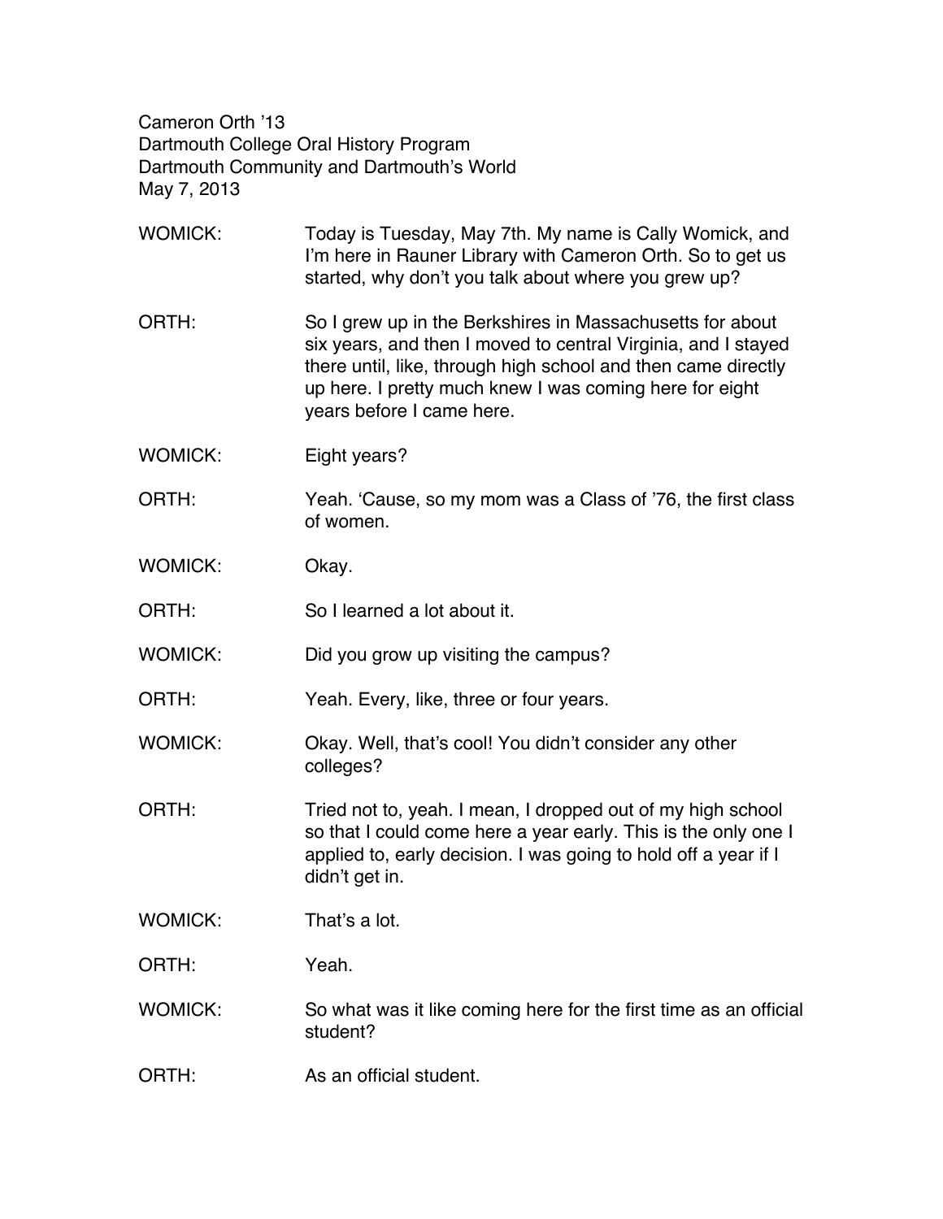Cameron Orth ’13
Dartmouth College Oral History Program
Dartmouth Community and Dartmouth’s World
May 7, 2013

WOMICK: Today is Tuesday, May 7th. My name is Cally Womick, and I’m here in Rauner Library with Cameron Orth. So to get us started, why don’t you talk about where you grew up?

ORTH: So I grew up in the Berkshires in Massachusetts for about six years, and then I moved to central Virginia, and I stayed there until, like, through high school and then came directly up here. I pretty much knew I was coming here for eight years before I came here.

WOMICK: Eight years?

ORTH: Yeah. ‘Cause, so my mom was a Class of ’76, the first class of women.

WOMICK: Okay.

ORTH: So I learned a lot about it.

WOMICK: Did you grow up visiting the campus?

ORTH: Yeah. Every, like, three or four years.

WOMICK: Okay. Well, that’s cool! You didn’t consider any other colleges?

ORTH: Tried not to, yeah. I mean, I dropped out of my high school so that I could come here a year early. This is the only one I applied to, early decision. I was going to hold off a year if I didn’t get in.

WOMICK: That’s a lot.

ORTH: Yeah.

WOMICK: So what was it like coming here for the first time as an official student?

ORTH: As an official student.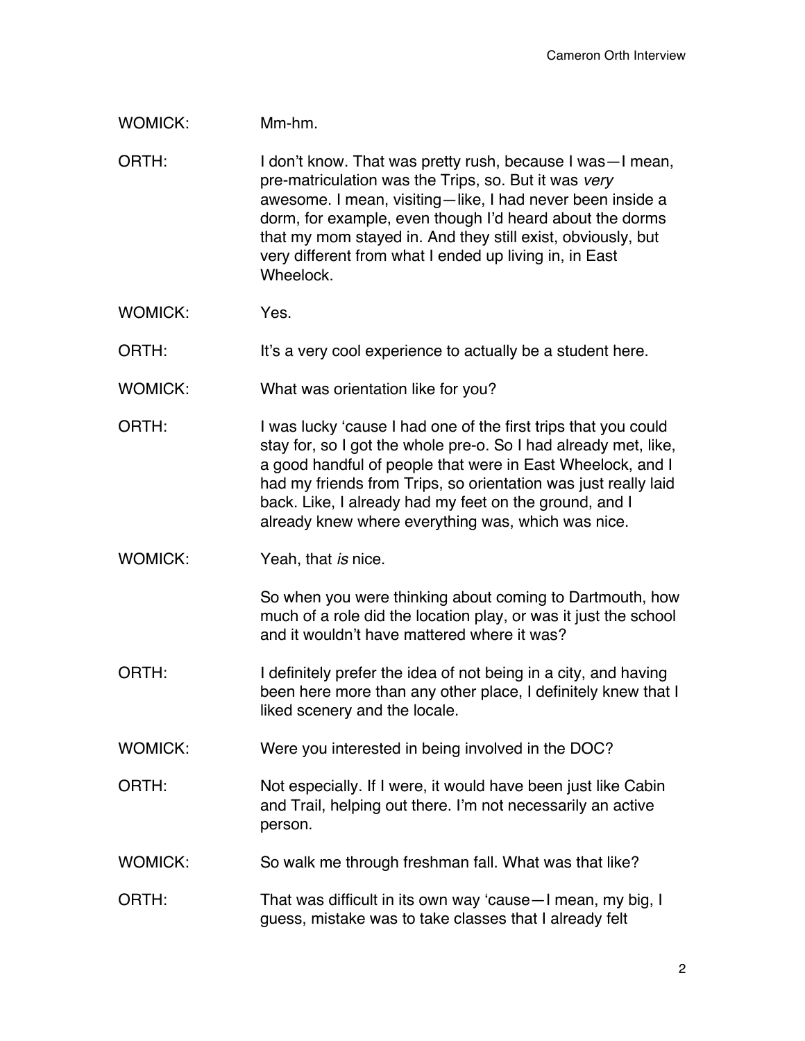WOMICK: Mm-hm.

ORTH: I don't know. That was pretty rush, because I was—I mean, pre-matriculation was the Trips, so. But it was *very* awesome. I mean, visiting—like, I had never been inside a dorm, for example, even though I'd heard about the dorms that my mom stayed in. And they still exist, obviously, but very different from what I ended up living in, in East Wheelock.

WOMICK: Yes.

ORTH: It's a very cool experience to actually be a student here.

WOMICK: What was orientation like for you?

ORTH: I was lucky 'cause I had one of the first trips that you could stay for, so I got the whole pre-o. So I had already met, like, a good handful of people that were in East Wheelock, and I had my friends from Trips, so orientation was just really laid back. Like, I already had my feet on the ground, and I already knew where everything was, which was nice.

WOMICK: Yeah, that *is* nice.

So when you were thinking about coming to Dartmouth, how much of a role did the location play, or was it just the school and it wouldn't have mattered where it was?

ORTH: I definitely prefer the idea of not being in a city, and having been here more than any other place, I definitely knew that I liked scenery and the locale.

WOMICK: Were you interested in being involved in the DOC?

ORTH: Not especially. If I were, it would have been just like Cabin and Trail, helping out there. I'm not necessarily an active person.

WOMICK: So walk me through freshman fall. What was that like?

ORTH: That was difficult in its own way 'cause—I mean, my big, I guess, mistake was to take classes that I already felt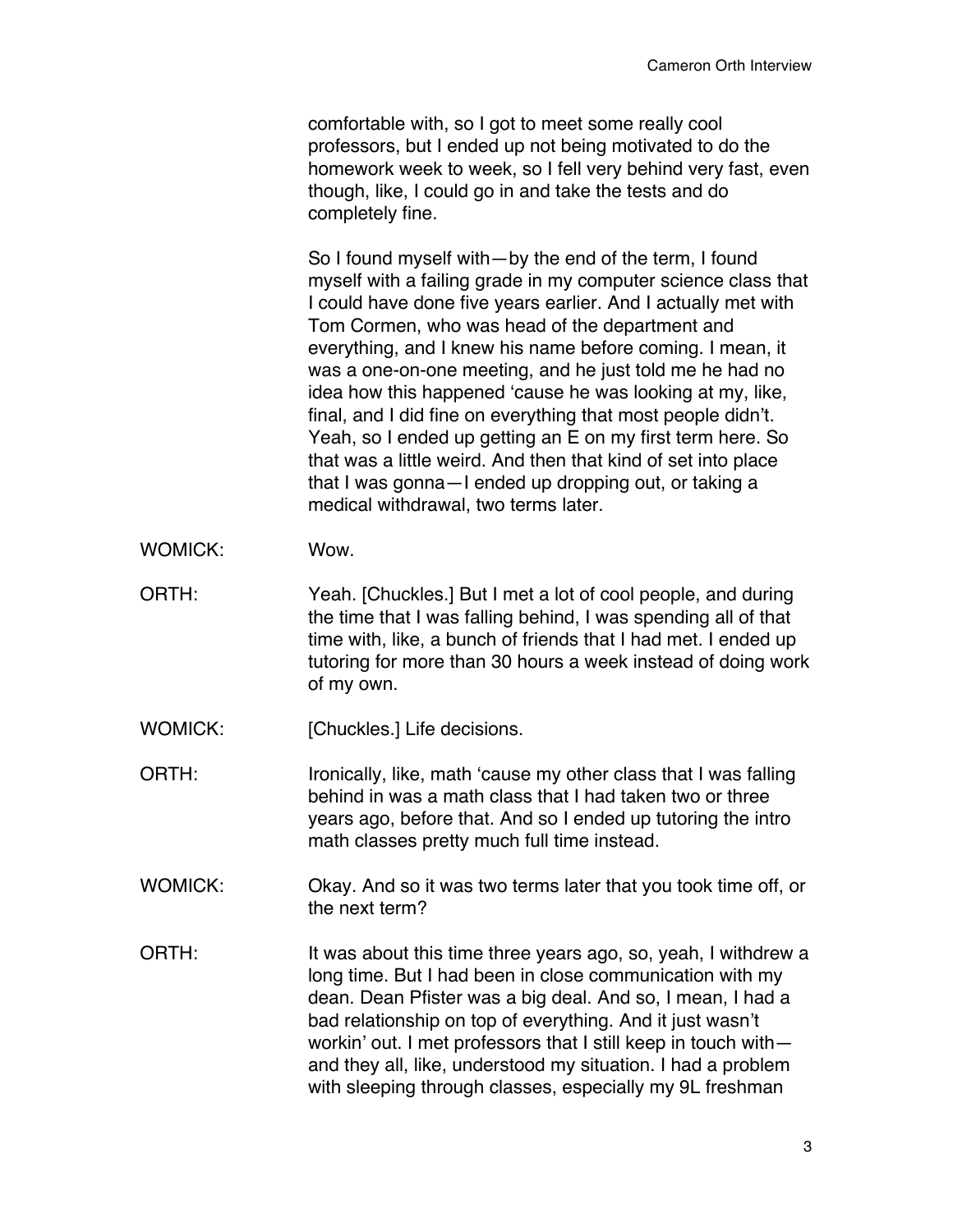comfortable with, so I got to meet some really cool professors, but I ended up not being motivated to do the homework week to week, so I fell very behind very fast, even though, like, I could go in and take the tests and do completely fine.

So I found myself with—by the end of the term, I found myself with a failing grade in my computer science class that I could have done five years earlier. And I actually met with Tom Cormen, who was head of the department and everything, and I knew his name before coming. I mean, it was a one-on-one meeting, and he just told me he had no idea how this happened 'cause he was looking at my, like, final, and I did fine on everything that most people didn't. Yeah, so I ended up getting an E on my first term here. So that was a little weird. And then that kind of set into place that I was gonna—I ended up dropping out, or taking a medical withdrawal, two terms later.

WOMICK: Wow.

ORTH: Yeah. [Chuckles.] But I met a lot of cool people, and during the time that I was falling behind, I was spending all of that time with, like, a bunch of friends that I had met. I ended up tutoring for more than 30 hours a week instead of doing work of my own.

WOMICK: [Chuckles.] Life decisions.

ORTH: Ironically, like, math 'cause my other class that I was falling behind in was a math class that I had taken two or three years ago, before that. And so I ended up tutoring the intro math classes pretty much full time instead.

WOMICK: Okay. And so it was two terms later that you took time off, or the next term?

ORTH: It was about this time three years ago, so, yeah, I withdrew a long time. But I had been in close communication with my dean. Dean Pfister was a big deal. And so, I mean, I had a bad relationship on top of everything. And it just wasn't workin' out. I met professors that I still keep in touch with—and they all, like, understood my situation. I had a problem with sleeping through classes, especially my 9L freshman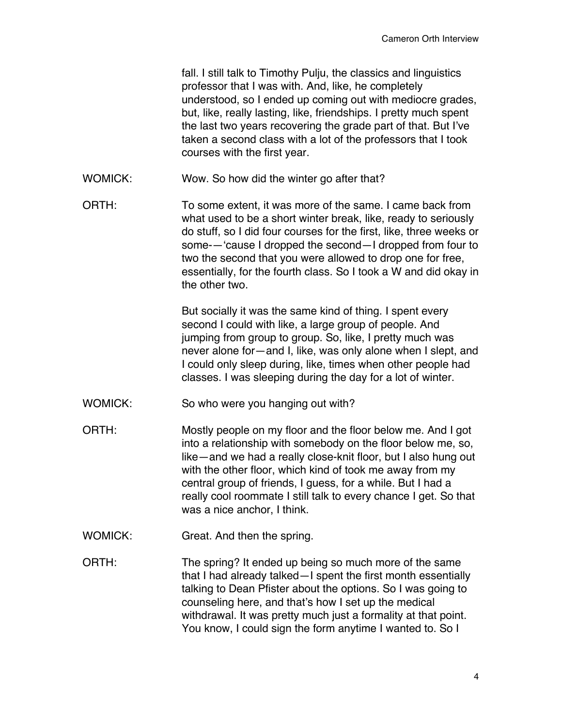fall. I still talk to Timothy Pulju, the classics and linguistics professor that I was with. And, like, he completely understood, so I ended up coming out with mediocre grades, but, like, really lasting, like, friendships. I pretty much spent the last two years recovering the grade part of that. But I've taken a second class with a lot of the professors that I took courses with the first year.

WOMICK: Wow. So how did the winter go after that?

ORTH: To some extent, it was more of the same. I came back from what used to be a short winter break, like, ready to seriously do stuff, so I did four courses for the first, like, three weeks or some-—'cause I dropped the second—I dropped from four to two the second that you were allowed to drop one for free, essentially, for the fourth class. So I took a W and did okay in the other two.

But socially it was the same kind of thing. I spent every second I could with like, a large group of people. And jumping from group to group. So, like, I pretty much was never alone for—and I, like, was only alone when I slept, and I could only sleep during, like, times when other people had classes. I was sleeping during the day for a lot of winter.

WOMICK: So who were you hanging out with?

ORTH: Mostly people on my floor and the floor below me. And I got into a relationship with somebody on the floor below me, so, like—and we had a really close-knit floor, but I also hung out with the other floor, which kind of took me away from my central group of friends, I guess, for a while. But I had a really cool roommate I still talk to every chance I get. So that was a nice anchor, I think.

WOMICK: Great. And then the spring.

ORTH: The spring? It ended up being so much more of the same that I had already talked—I spent the first month essentially talking to Dean Pfister about the options. So I was going to counseling here, and that's how I set up the medical withdrawal. It was pretty much just a formality at that point. You know, I could sign the form anytime I wanted to. So I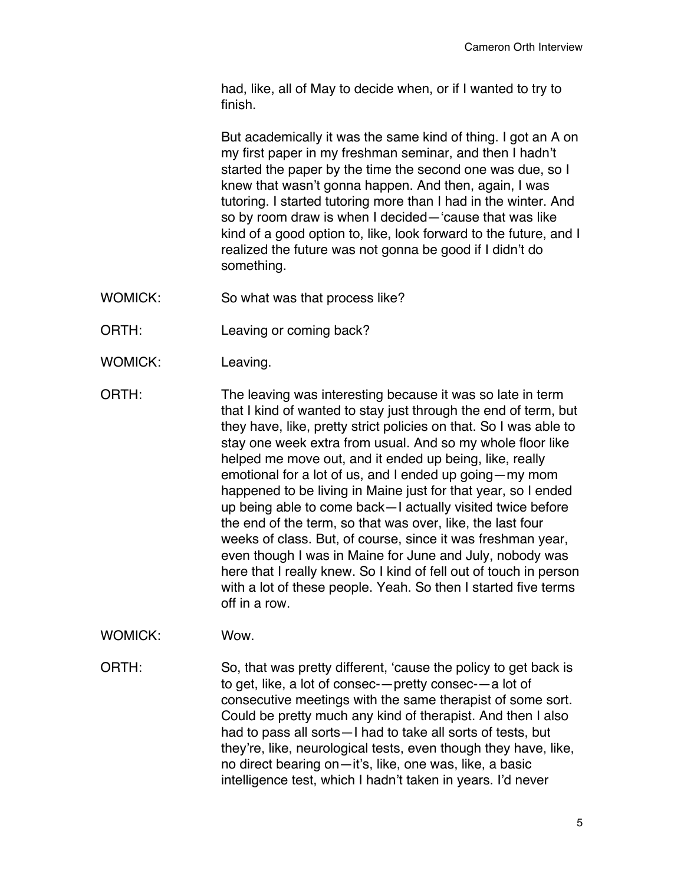had, like, all of May to decide when, or if I wanted to try to finish.

But academically it was the same kind of thing. I got an A on my first paper in my freshman seminar, and then I hadn't started the paper by the time the second one was due, so I knew that wasn't gonna happen. And then, again, I was tutoring. I started tutoring more than I had in the winter. And so by room draw is when I decided—'cause that was like kind of a good option to, like, look forward to the future, and I realized the future was not gonna be good if I didn't do something.

WOMICK: So what was that process like?

ORTH: Leaving or coming back?

WOMICK: Leaving.

ORTH: The leaving was interesting because it was so late in term that I kind of wanted to stay just through the end of term, but they have, like, pretty strict policies on that. So I was able to stay one week extra from usual. And so my whole floor like helped me move out, and it ended up being, like, really emotional for a lot of us, and I ended up going—my mom happened to be living in Maine just for that year, so I ended up being able to come back—I actually visited twice before the end of the term, so that was over, like, the last four weeks of class. But, of course, since it was freshman year, even though I was in Maine for June and July, nobody was here that I really knew. So I kind of fell out of touch in person with a lot of these people. Yeah. So then I started five terms off in a row.

WOMICK: Wow.

ORTH: So, that was pretty different, 'cause the policy to get back is to get, like, a lot of consec-—pretty consec-—a lot of consecutive meetings with the same therapist of some sort. Could be pretty much any kind of therapist. And then I also had to pass all sorts—I had to take all sorts of tests, but they're, like, neurological tests, even though they have, like, no direct bearing on—it's, like, one was, like, a basic intelligence test, which I hadn't taken in years. I'd never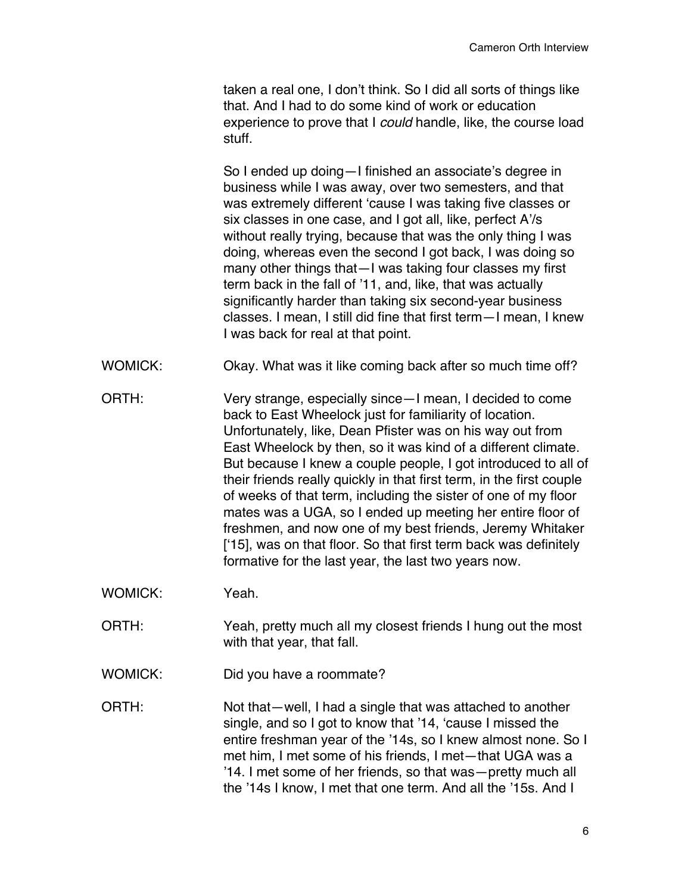taken a real one, I don't think. So I did all sorts of things like that. And I had to do some kind of work or education experience to prove that I *could* handle, like, the course load stuff.

So I ended up doing—I finished an associate's degree in business while I was away, over two semesters, and that was extremely different 'cause I was taking five classes or six classes in one case, and I got all, like, perfect A'/s without really trying, because that was the only thing I was doing, whereas even the second I got back, I was doing so many other things that—I was taking four classes my first term back in the fall of '11, and, like, that was actually significantly harder than taking six second-year business classes. I mean, I still did fine that first term—I mean, I knew I was back for real at that point.

WOMICK: Okay. What was it like coming back after so much time off?

ORTH: Very strange, especially since—I mean, I decided to come back to East Wheelock just for familiarity of location. Unfortunately, like, Dean Pfister was on his way out from East Wheelock by then, so it was kind of a different climate. But because I knew a couple people, I got introduced to all of their friends really quickly in that first term, in the first couple of weeks of that term, including the sister of one of my floor mates was a UGA, so I ended up meeting her entire floor of freshmen, and now one of my best friends, Jeremy Whitaker ['15], was on that floor. So that first term back was definitely formative for the last year, the last two years now.

WOMICK: Yeah.

ORTH: Yeah, pretty much all my closest friends I hung out the most with that year, that fall.

WOMICK: Did you have a roommate?

ORTH: Not that—well, I had a single that was attached to another single, and so I got to know that '14, 'cause I missed the entire freshman year of the '14s, so I knew almost none. So I met him, I met some of his friends, I met—that UGA was a '14. I met some of her friends, so that was—pretty much all the '14s I know, I met that one term. And all the '15s. And I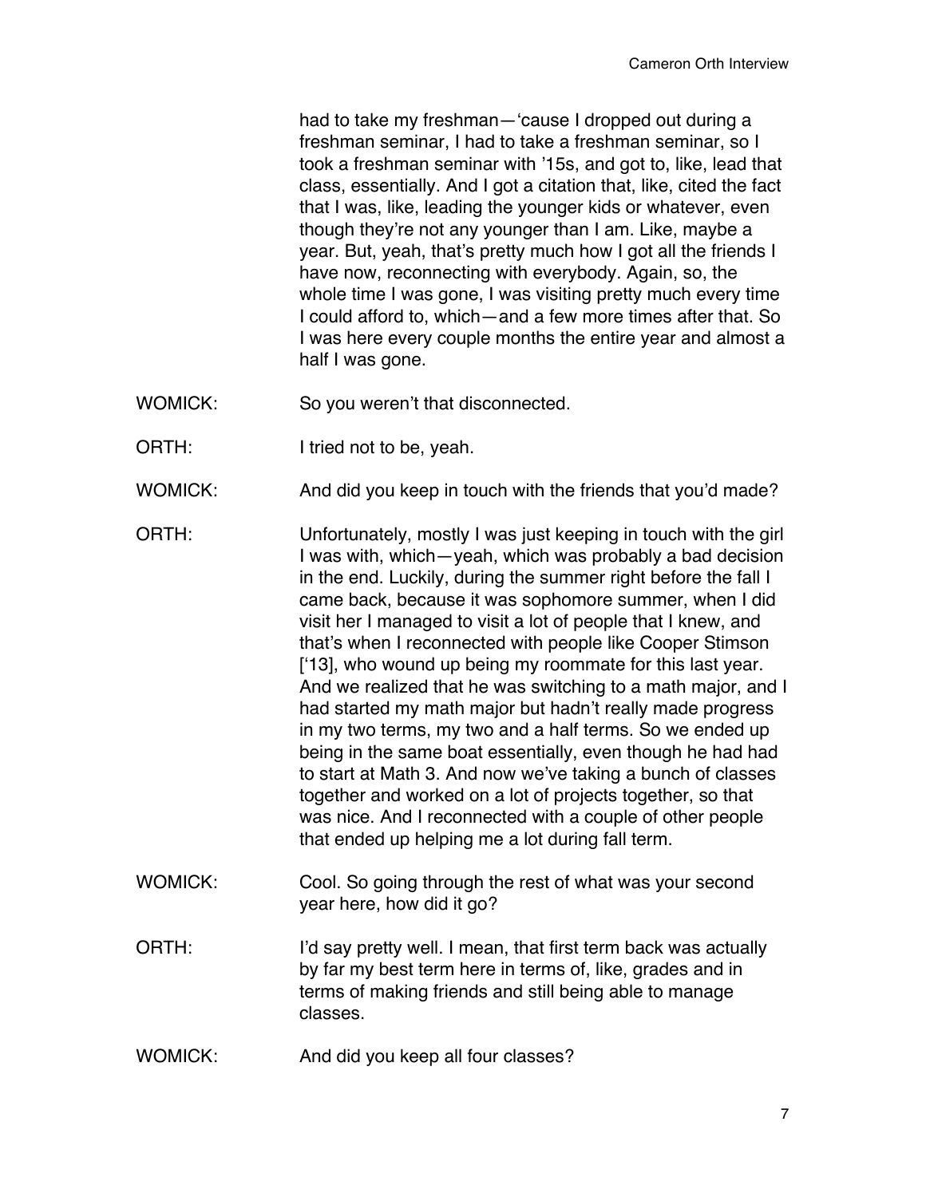had to take my freshman—'cause I dropped out during a freshman seminar, I had to take a freshman seminar, so I took a freshman seminar with '15s, and got to, like, lead that class, essentially. And I got a citation that, like, cited the fact that I was, like, leading the younger kids or whatever, even though they're not any younger than I am. Like, maybe a year. But, yeah, that's pretty much how I got all the friends I have now, reconnecting with everybody. Again, so, the whole time I was gone, I was visiting pretty much every time I could afford to, which—and a few more times after that. So I was here every couple months the entire year and almost a half I was gone.

WOMICK: So you weren't that disconnected.

ORTH: I tried not to be, yeah.

WOMICK: And did you keep in touch with the friends that you'd made?

ORTH: Unfortunately, mostly I was just keeping in touch with the girl I was with, which—yeah, which was probably a bad decision in the end. Luckily, during the summer right before the fall I came back, because it was sophomore summer, when I did visit her I managed to visit a lot of people that I knew, and that's when I reconnected with people like Cooper Stimson ['13], who wound up being my roommate for this last year. And we realized that he was switching to a math major, and I had started my math major but hadn't really made progress in my two terms, my two and a half terms. So we ended up being in the same boat essentially, even though he had had to start at Math 3. And now we've taking a bunch of classes together and worked on a lot of projects together, so that was nice. And I reconnected with a couple of other people that ended up helping me a lot during fall term.

WOMICK: Cool. So going through the rest of what was your second year here, how did it go?

ORTH: I'd say pretty well. I mean, that first term back was actually by far my best term here in terms of, like, grades and in terms of making friends and still being able to manage classes.

WOMICK: And did you keep all four classes?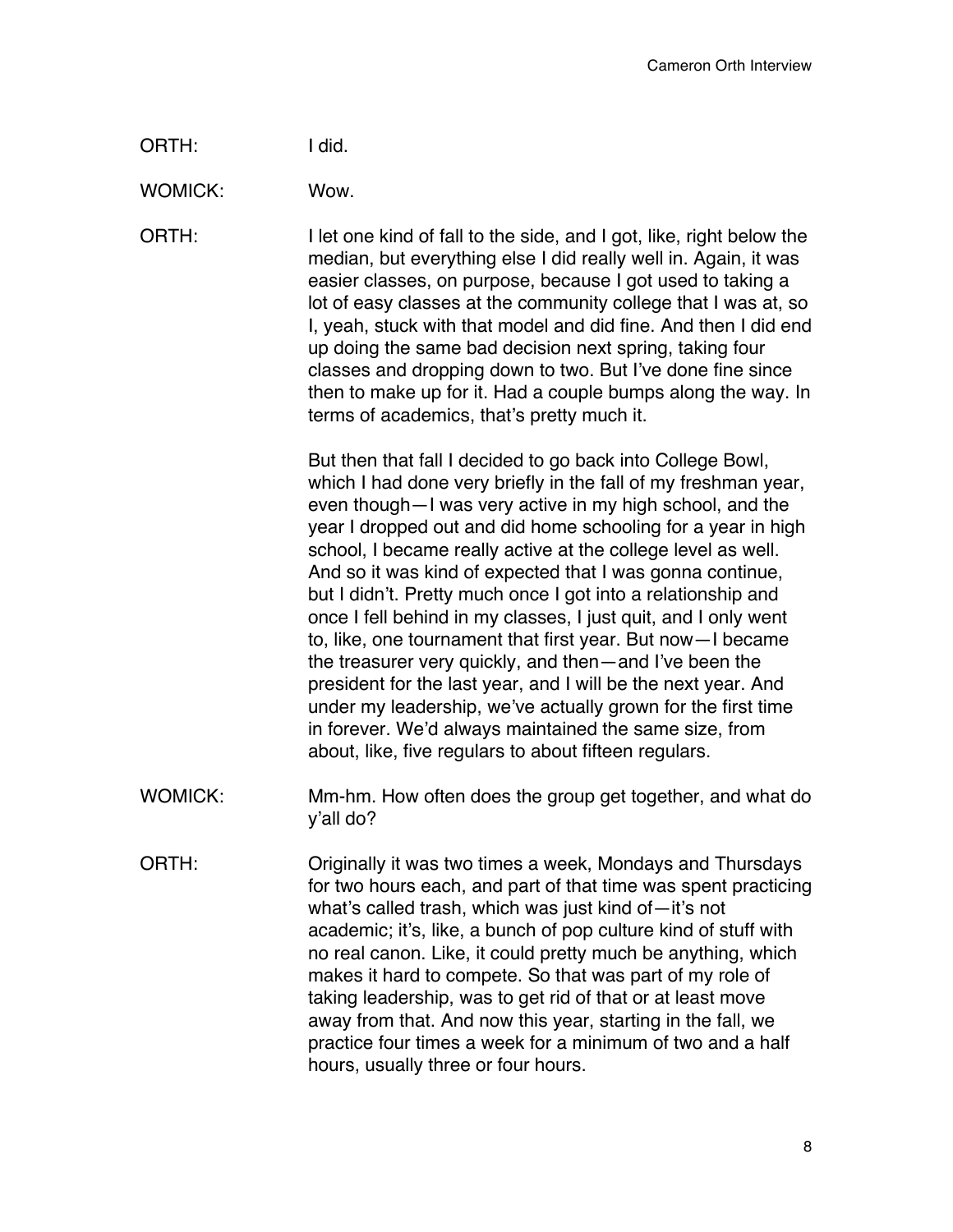ORTH: I did.

WOMICK: Wow.

ORTH: I let one kind of fall to the side, and I got, like, right below the median, but everything else I did really well in. Again, it was easier classes, on purpose, because I got used to taking a lot of easy classes at the community college that I was at, so I, yeah, stuck with that model and did fine. And then I did end up doing the same bad decision next spring, taking four classes and dropping down to two. But I've done fine since then to make up for it. Had a couple bumps along the way. In terms of academics, that's pretty much it.

But then that fall I decided to go back into College Bowl, which I had done very briefly in the fall of my freshman year, even though—I was very active in my high school, and the year I dropped out and did home schooling for a year in high school, I became really active at the college level as well. And so it was kind of expected that I was gonna continue, but I didn't. Pretty much once I got into a relationship and once I fell behind in my classes, I just quit, and I only went to, like, one tournament that first year. But now—I became the treasurer very quickly, and then—and I've been the president for the last year, and I will be the next year. And under my leadership, we've actually grown for the first time in forever. We'd always maintained the same size, from about, like, five regulars to about fifteen regulars.

WOMICK: Mm-hm. How often does the group get together, and what do y'all do?

ORTH: Originally it was two times a week, Mondays and Thursdays for two hours each, and part of that time was spent practicing what's called trash, which was just kind of—it's not academic; it's, like, a bunch of pop culture kind of stuff with no real canon. Like, it could pretty much be anything, which makes it hard to compete. So that was part of my role of taking leadership, was to get rid of that or at least move away from that. And now this year, starting in the fall, we practice four times a week for a minimum of two and a half hours, usually three or four hours.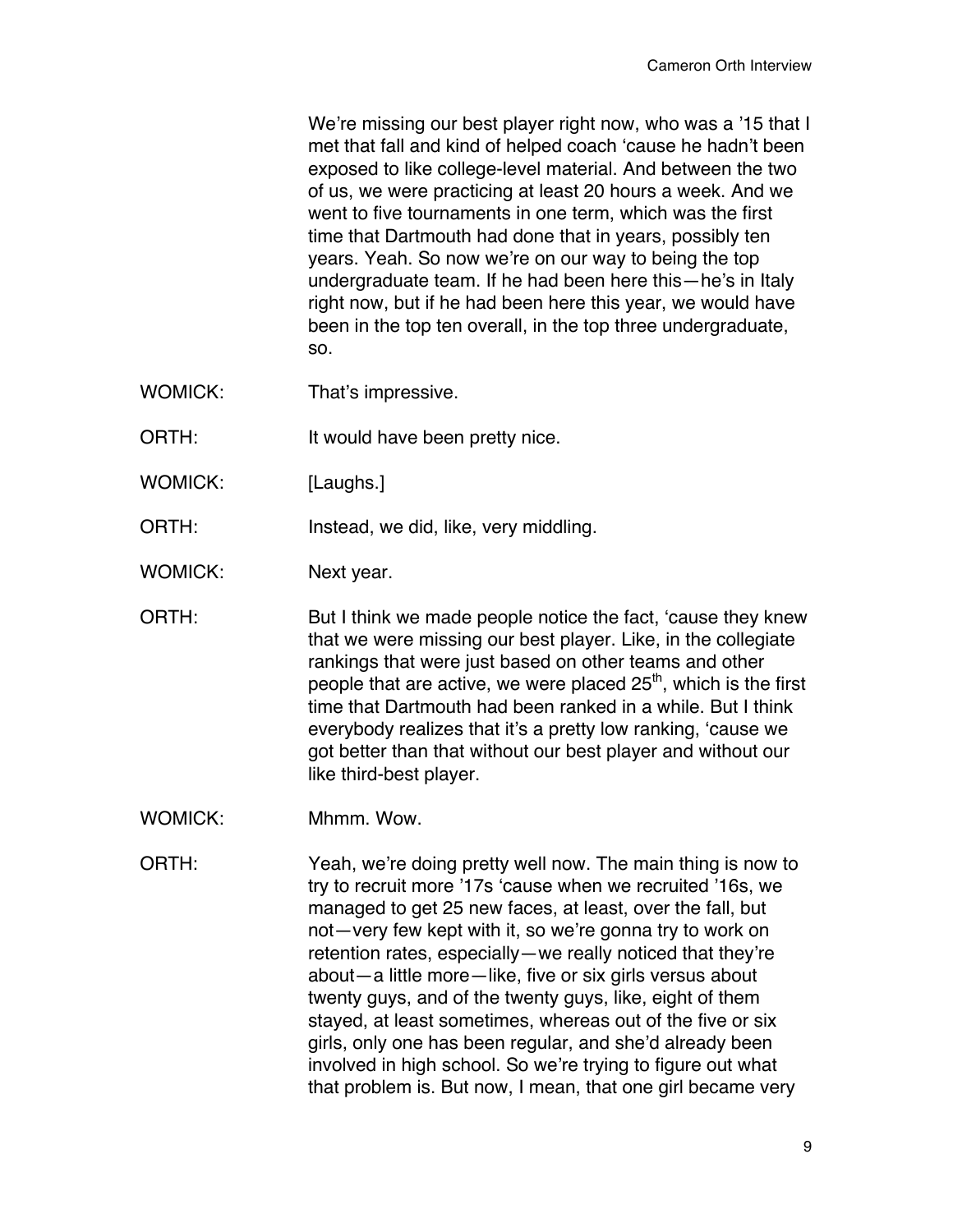We're missing our best player right now, who was a '15 that I met that fall and kind of helped coach 'cause he hadn't been exposed to like college-level material. And between the two of us, we were practicing at least 20 hours a week. And we went to five tournaments in one term, which was the first time that Dartmouth had done that in years, possibly ten years. Yeah. So now we're on our way to being the top undergraduate team. If he had been here this—he's in Italy right now, but if he had been here this year, we would have been in the top ten overall, in the top three undergraduate, so.

WOMICK: That's impressive.

ORTH: It would have been pretty nice.

WOMICK: [Laughs.]

ORTH: Instead, we did, like, very middling.

WOMICK: Next year.

ORTH: But I think we made people notice the fact, 'cause they knew that we were missing our best player. Like, in the collegiate rankings that were just based on other teams and other people that are active, we were placed 25th, which is the first time that Dartmouth had been ranked in a while. But I think everybody realizes that it's a pretty low ranking, 'cause we got better than that without our best player and without our like third-best player.

WOMICK: Mhmm. Wow.

ORTH: Yeah, we're doing pretty well now. The main thing is now to try to recruit more '17s 'cause when we recruited '16s, we managed to get 25 new faces, at least, over the fall, but not—very few kept with it, so we're gonna try to work on retention rates, especially—we really noticed that they're about—a little more—like, five or six girls versus about twenty guys, and of the twenty guys, like, eight of them stayed, at least sometimes, whereas out of the five or six girls, only one has been regular, and she'd already been involved in high school. So we're trying to figure out what that problem is. But now, I mean, that one girl became very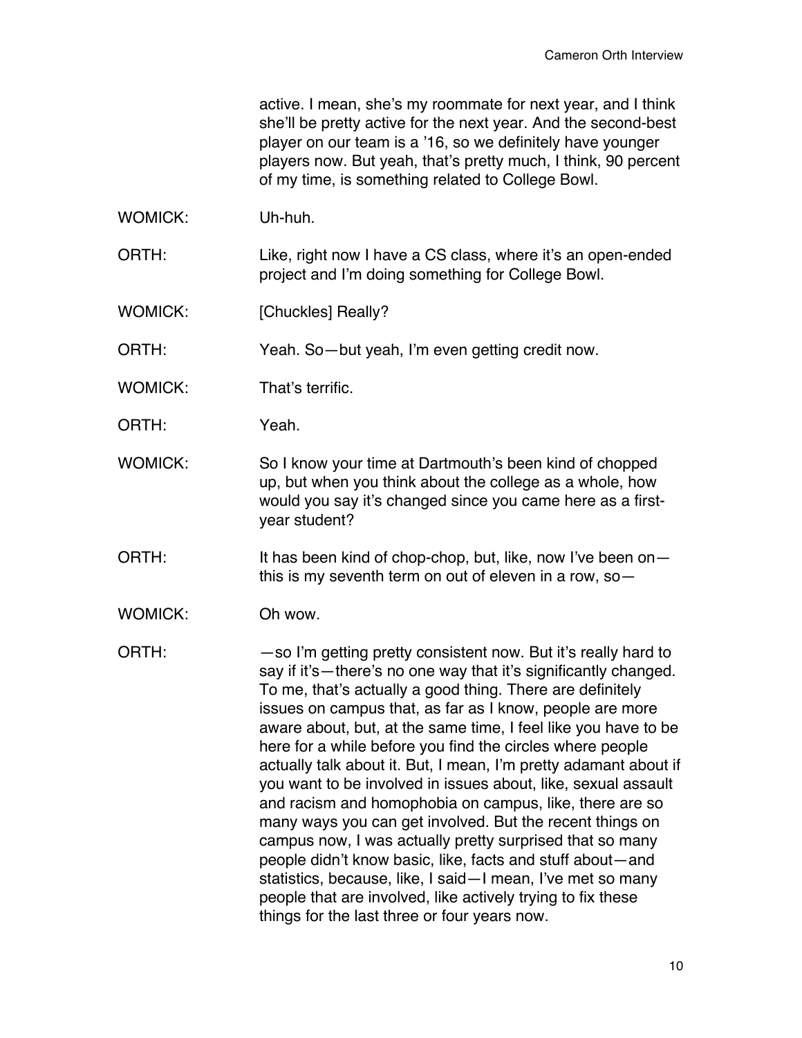active. I mean, she's my roommate for next year, and I think she'll be pretty active for the next year. And the second-best player on our team is a '16, so we definitely have younger players now. But yeah, that's pretty much, I think, 90 percent of my time, is something related to College Bowl.

WOMICK: Uh-huh.

ORTH: Like, right now I have a CS class, where it's an open-ended project and I'm doing something for College Bowl.

WOMICK: [Chuckles] Really?

ORTH: Yeah. So—but yeah, I'm even getting credit now.

WOMICK: That's terrific.

ORTH: Yeah.

WOMICK: So I know your time at Dartmouth's been kind of chopped up, but when you think about the college as a whole, how would you say it's changed since you came here as a first-year student?

ORTH: It has been kind of chop-chop, but, like, now I've been on—this is my seventh term on out of eleven in a row, so—

WOMICK: Oh wow.

ORTH: —so I'm getting pretty consistent now. But it's really hard to say if it's—there's no one way that it's significantly changed. To me, that's actually a good thing. There are definitely issues on campus that, as far as I know, people are more aware about, but, at the same time, I feel like you have to be here for a while before you find the circles where people actually talk about it. But, I mean, I'm pretty adamant about if you want to be involved in issues about, like, sexual assault and racism and homophobia on campus, like, there are so many ways you can get involved. But the recent things on campus now, I was actually pretty surprised that so many people didn't know basic, like, facts and stuff about—and statistics, because, like, I said—I mean, I've met so many people that are involved, like actively trying to fix these things for the last three or four years now.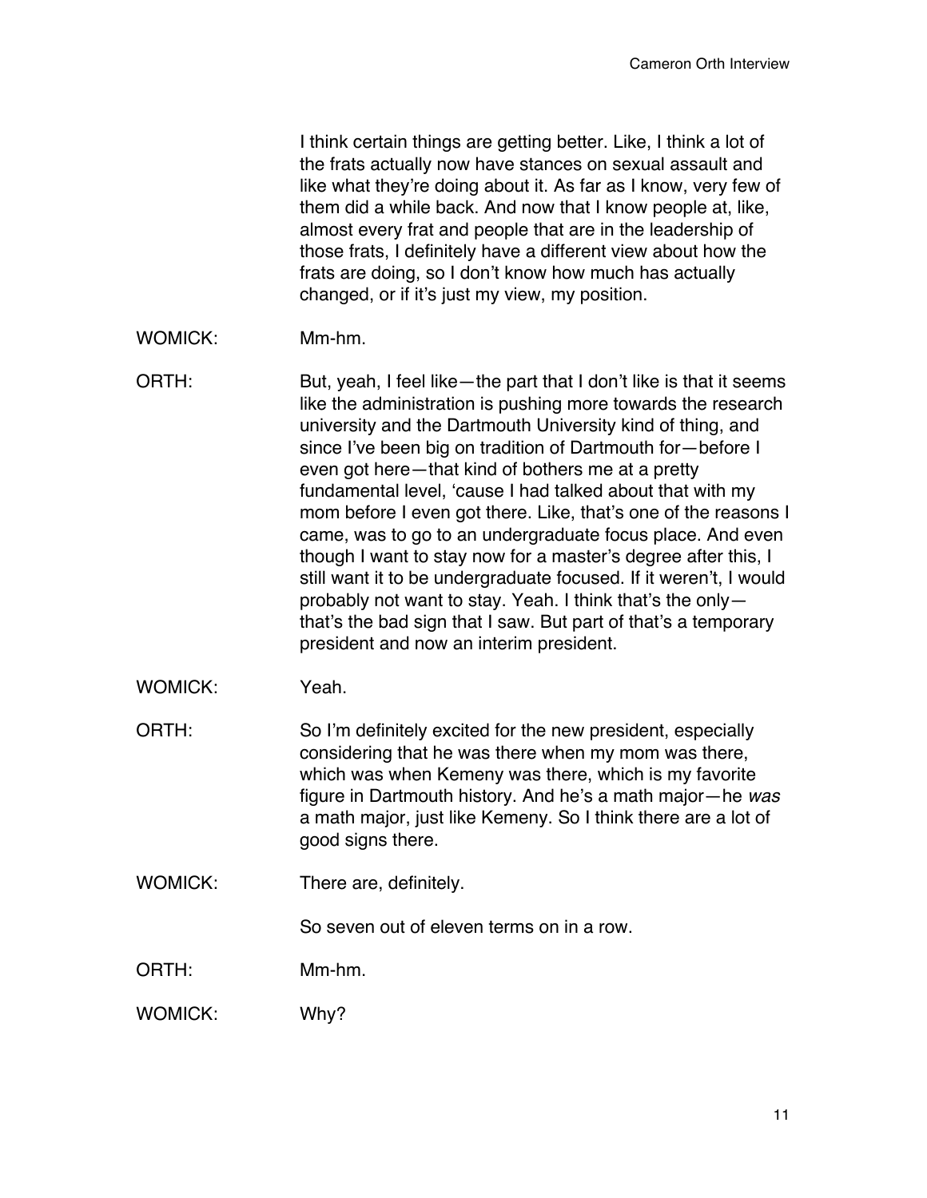I think certain things are getting better. Like, I think a lot of the frats actually now have stances on sexual assault and like what they're doing about it. As far as I know, very few of them did a while back. And now that I know people at, like, almost every frat and people that are in the leadership of those frats, I definitely have a different view about how the frats are doing, so I don't know how much has actually changed, or if it's just my view, my position.

WOMICK: Mm-hm.

ORTH: But, yeah, I feel like—the part that I don't like is that it seems like the administration is pushing more towards the research university and the Dartmouth University kind of thing, and since I've been big on tradition of Dartmouth for—before I even got here—that kind of bothers me at a pretty fundamental level, 'cause I had talked about that with my mom before I even got there. Like, that's one of the reasons I came, was to go to an undergraduate focus place. And even though I want to stay now for a master's degree after this, I still want it to be undergraduate focused. If it weren't, I would probably not want to stay. Yeah. I think that's the only—that's the bad sign that I saw. But part of that's a temporary president and now an interim president.

WOMICK: Yeah.

ORTH: So I'm definitely excited for the new president, especially considering that he was there when my mom was there, which was when Kemeny was there, which is my favorite figure in Dartmouth history. And he's a math major—he *was* a math major, just like Kemeny. So I think there are a lot of good signs there.

WOMICK: There are, definitely.

So seven out of eleven terms on in a row.

ORTH: Mm-hm.

WOMICK: Why?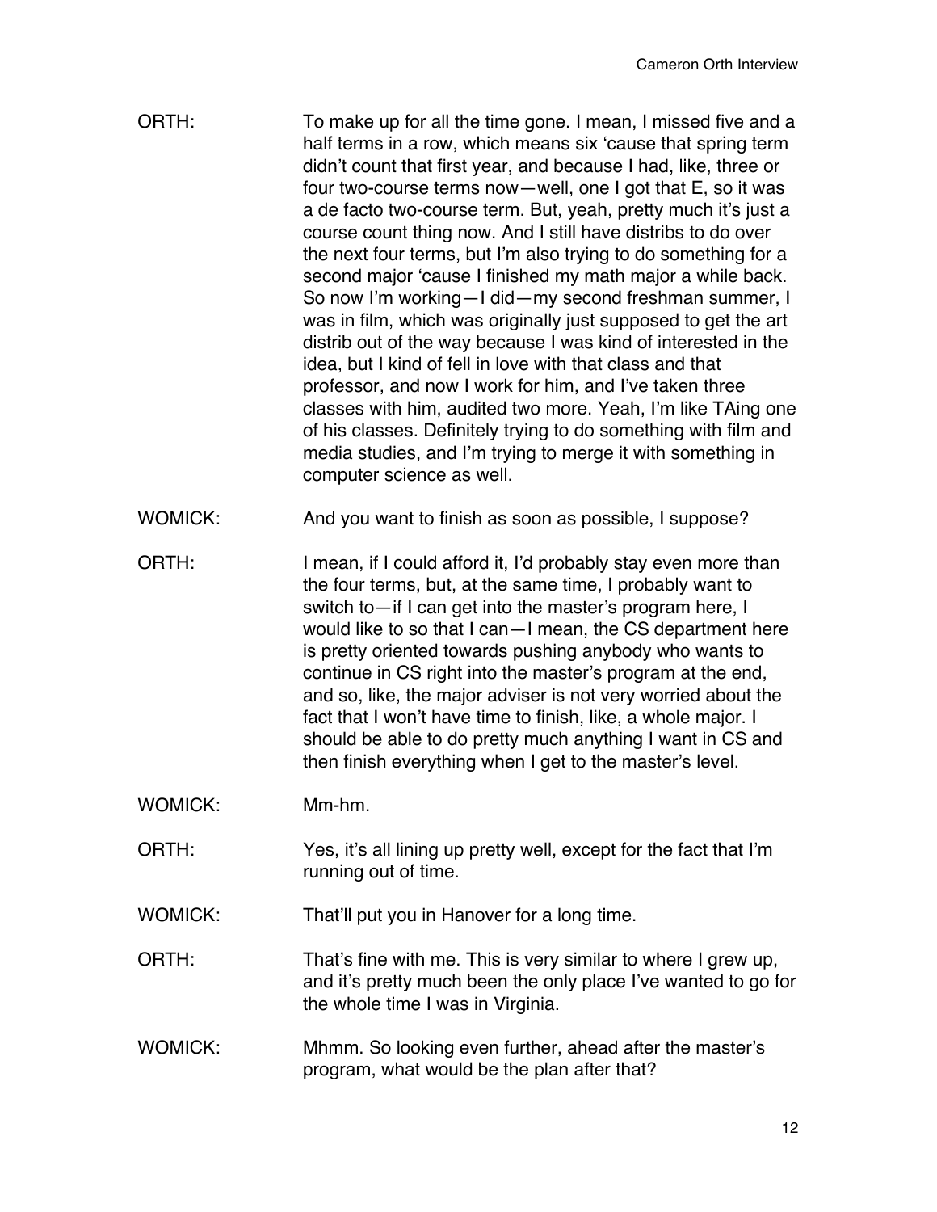ORTH: To make up for all the time gone. I mean, I missed five and a half terms in a row, which means six 'cause that spring term didn't count that first year, and because I had, like, three or four two-course terms now—well, one I got that E, so it was a de facto two-course term. But, yeah, pretty much it's just a course count thing now. And I still have distribs to do over the next four terms, but I'm also trying to do something for a second major 'cause I finished my math major a while back. So now I'm working—I did—my second freshman summer, I was in film, which was originally just supposed to get the art distrib out of the way because I was kind of interested in the idea, but I kind of fell in love with that class and that professor, and now I work for him, and I've taken three classes with him, audited two more. Yeah, I'm like TAing one of his classes. Definitely trying to do something with film and media studies, and I'm trying to merge it with something in computer science as well.

WOMICK: And you want to finish as soon as possible, I suppose?

ORTH: I mean, if I could afford it, I'd probably stay even more than the four terms, but, at the same time, I probably want to switch to—if I can get into the master's program here, I would like to so that I can—I mean, the CS department here is pretty oriented towards pushing anybody who wants to continue in CS right into the master's program at the end, and so, like, the major adviser is not very worried about the fact that I won't have time to finish, like, a whole major. I should be able to do pretty much anything I want in CS and then finish everything when I get to the master's level.

WOMICK: Mm-hm.

ORTH: Yes, it's all lining up pretty well, except for the fact that I'm running out of time.

WOMICK: That'll put you in Hanover for a long time.

ORTH: That's fine with me. This is very similar to where I grew up, and it's pretty much been the only place I've wanted to go for the whole time I was in Virginia.

WOMICK: Mhmm. So looking even further, ahead after the master's program, what would be the plan after that?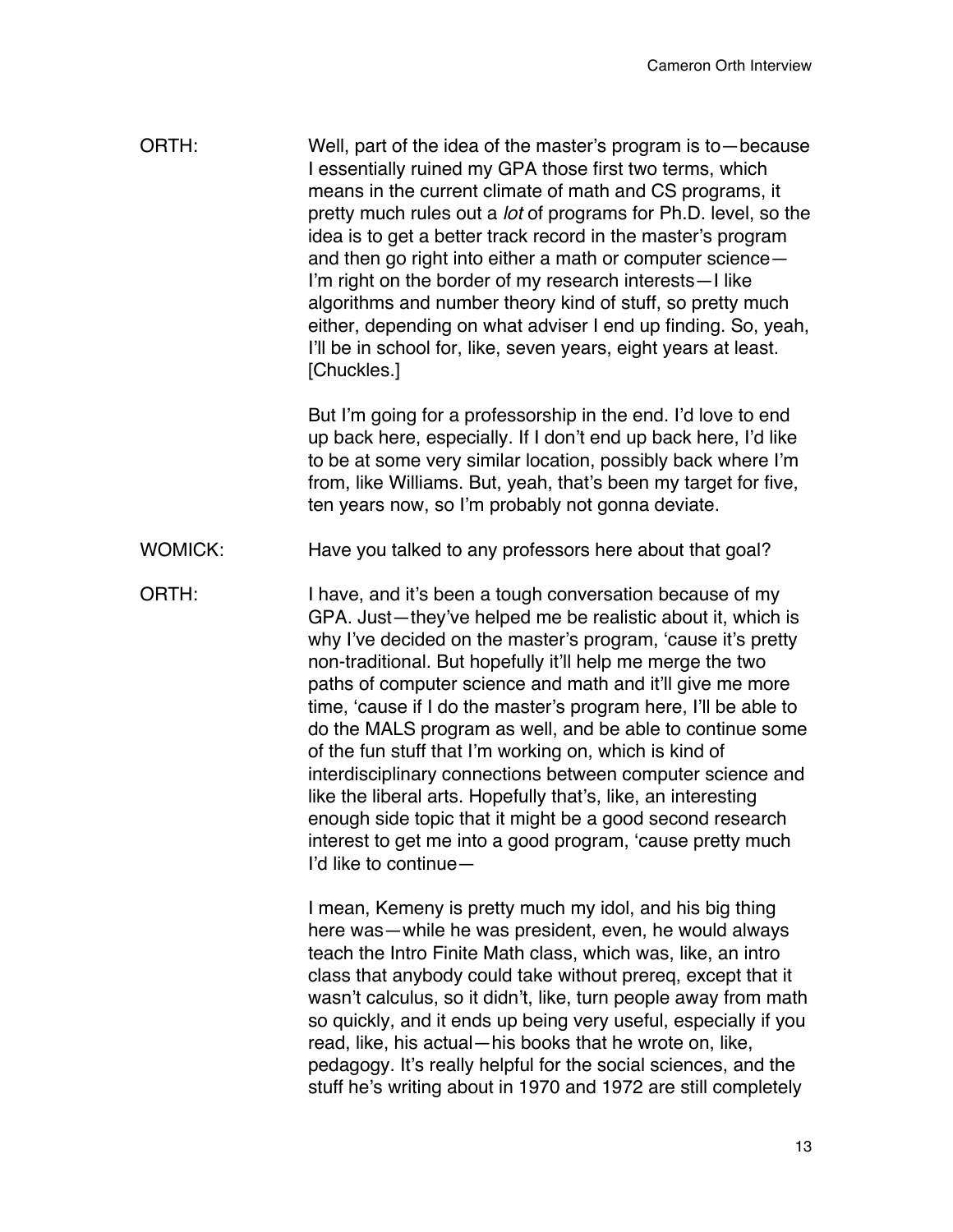ORTH: Well, part of the idea of the master's program is to—because I essentially ruined my GPA those first two terms, which means in the current climate of math and CS programs, it pretty much rules out a *lot* of programs for Ph.D. level, so the idea is to get a better track record in the master's program and then go right into either a math or computer science—I'm right on the border of my research interests—I like algorithms and number theory kind of stuff, so pretty much either, depending on what adviser I end up finding. So, yeah, I'll be in school for, like, seven years, eight years at least. [Chuckles.]

But I'm going for a professorship in the end. I'd love to end up back here, especially. If I don't end up back here, I'd like to be at some very similar location, possibly back where I'm from, like Williams. But, yeah, that's been my target for five, ten years now, so I'm probably not gonna deviate.

WOMICK: Have you talked to any professors here about that goal?

ORTH: I have, and it's been a tough conversation because of my GPA. Just—they've helped me be realistic about it, which is why I've decided on the master's program, 'cause it's pretty non-traditional. But hopefully it'll help me merge the two paths of computer science and math and it'll give me more time, 'cause if I do the master's program here, I'll be able to do the MALS program as well, and be able to continue some of the fun stuff that I'm working on, which is kind of interdisciplinary connections between computer science and like the liberal arts. Hopefully that's, like, an interesting enough side topic that it might be a good second research interest to get me into a good program, 'cause pretty much I'd like to continue—

I mean, Kemeny is pretty much my idol, and his big thing here was—while he was president, even, he would always teach the Intro Finite Math class, which was, like, an intro class that anybody could take without prereq, except that it wasn't calculus, so it didn't, like, turn people away from math so quickly, and it ends up being very useful, especially if you read, like, his actual—his books that he wrote on, like, pedagogy. It's really helpful for the social sciences, and the stuff he's writing about in 1970 and 1972 are still completely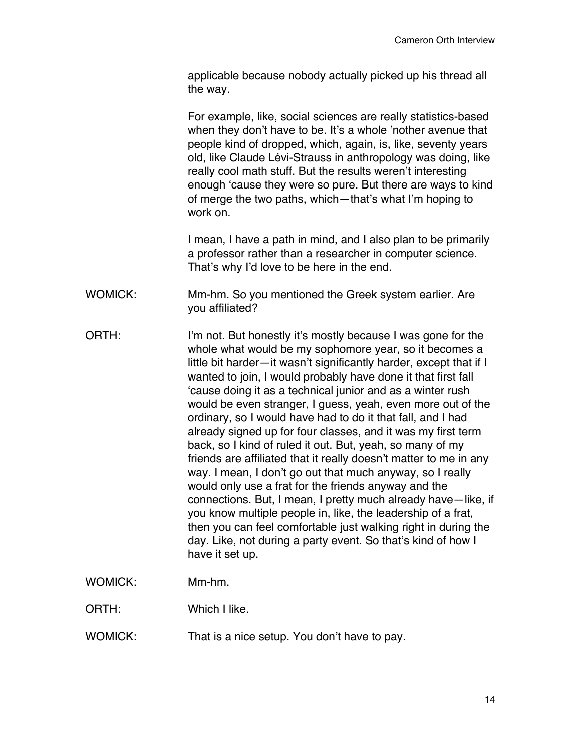applicable because nobody actually picked up his thread all the way.

For example, like, social sciences are really statistics-based when they don't have to be. It's a whole 'nother avenue that people kind of dropped, which, again, is, like, seventy years old, like Claude Lévi-Strauss in anthropology was doing, like really cool math stuff. But the results weren't interesting enough 'cause they were so pure. But there are ways to kind of merge the two paths, which—that's what I'm hoping to work on.

I mean, I have a path in mind, and I also plan to be primarily a professor rather than a researcher in computer science. That's why I'd love to be here in the end.

WOMICK: Mm-hm. So you mentioned the Greek system earlier. Are you affiliated?

ORTH: I'm not. But honestly it's mostly because I was gone for the whole what would be my sophomore year, so it becomes a little bit harder—it wasn't significantly harder, except that if I wanted to join, I would probably have done it that first fall 'cause doing it as a technical junior and as a winter rush would be even stranger, I guess, yeah, even more out of the ordinary, so I would have had to do it that fall, and I had already signed up for four classes, and it was my first term back, so I kind of ruled it out. But, yeah, so many of my friends are affiliated that it really doesn't matter to me in any way. I mean, I don't go out that much anyway, so I really would only use a frat for the friends anyway and the connections. But, I mean, I pretty much already have—like, if you know multiple people in, like, the leadership of a frat, then you can feel comfortable just walking right in during the day. Like, not during a party event. So that's kind of how I have it set up.

WOMICK: Mm-hm.

ORTH: Which I like.

WOMICK: That is a nice setup. You don't have to pay.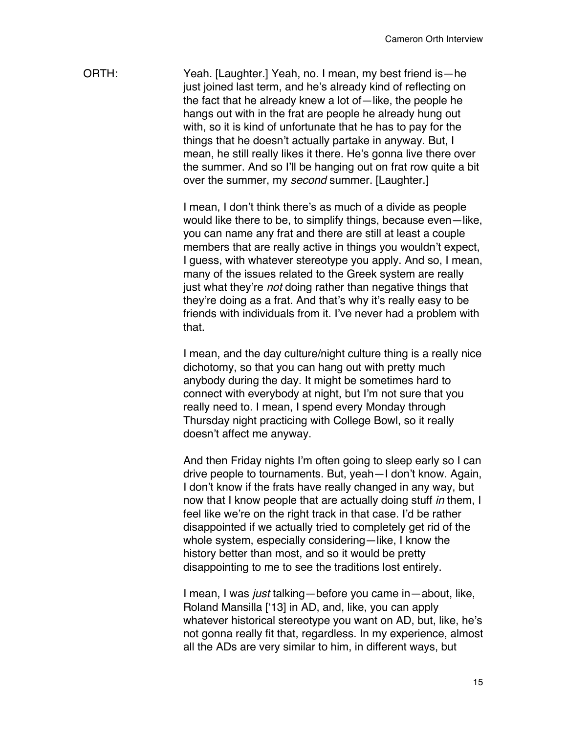ORTH: Yeah. [Laughter.] Yeah, no. I mean, my best friend is—he just joined last term, and he's already kind of reflecting on the fact that he already knew a lot of—like, the people he hangs out with in the frat are people he already hung out with, so it is kind of unfortunate that he has to pay for the things that he doesn't actually partake in anyway. But, I mean, he still really likes it there. He's gonna live there over the summer. And so I'll be hanging out on frat row quite a bit over the summer, my *second* summer. [Laughter.]

I mean, I don't think there's as much of a divide as people would like there to be, to simplify things, because even—like, you can name any frat and there are still at least a couple members that are really active in things you wouldn't expect, I guess, with whatever stereotype you apply. And so, I mean, many of the issues related to the Greek system are really just what they're *not* doing rather than negative things that they're doing as a frat. And that's why it's really easy to be friends with individuals from it. I've never had a problem with that.

I mean, and the day culture/night culture thing is a really nice dichotomy, so that you can hang out with pretty much anybody during the day. It might be sometimes hard to connect with everybody at night, but I'm not sure that you really need to. I mean, I spend every Monday through Thursday night practicing with College Bowl, so it really doesn't affect me anyway.

And then Friday nights I'm often going to sleep early so I can drive people to tournaments. But, yeah—I don't know. Again, I don't know if the frats have really changed in any way, but now that I know people that are actually doing stuff *in* them, I feel like we're on the right track in that case. I'd be rather disappointed if we actually tried to completely get rid of the whole system, especially considering—like, I know the history better than most, and so it would be pretty disappointing to me to see the traditions lost entirely.

I mean, I was *just* talking—before you came in—about, like, Roland Mansilla ['13] in AD, and, like, you can apply whatever historical stereotype you want on AD, but, like, he's not gonna really fit that, regardless. In my experience, almost all the ADs are very similar to him, in different ways, but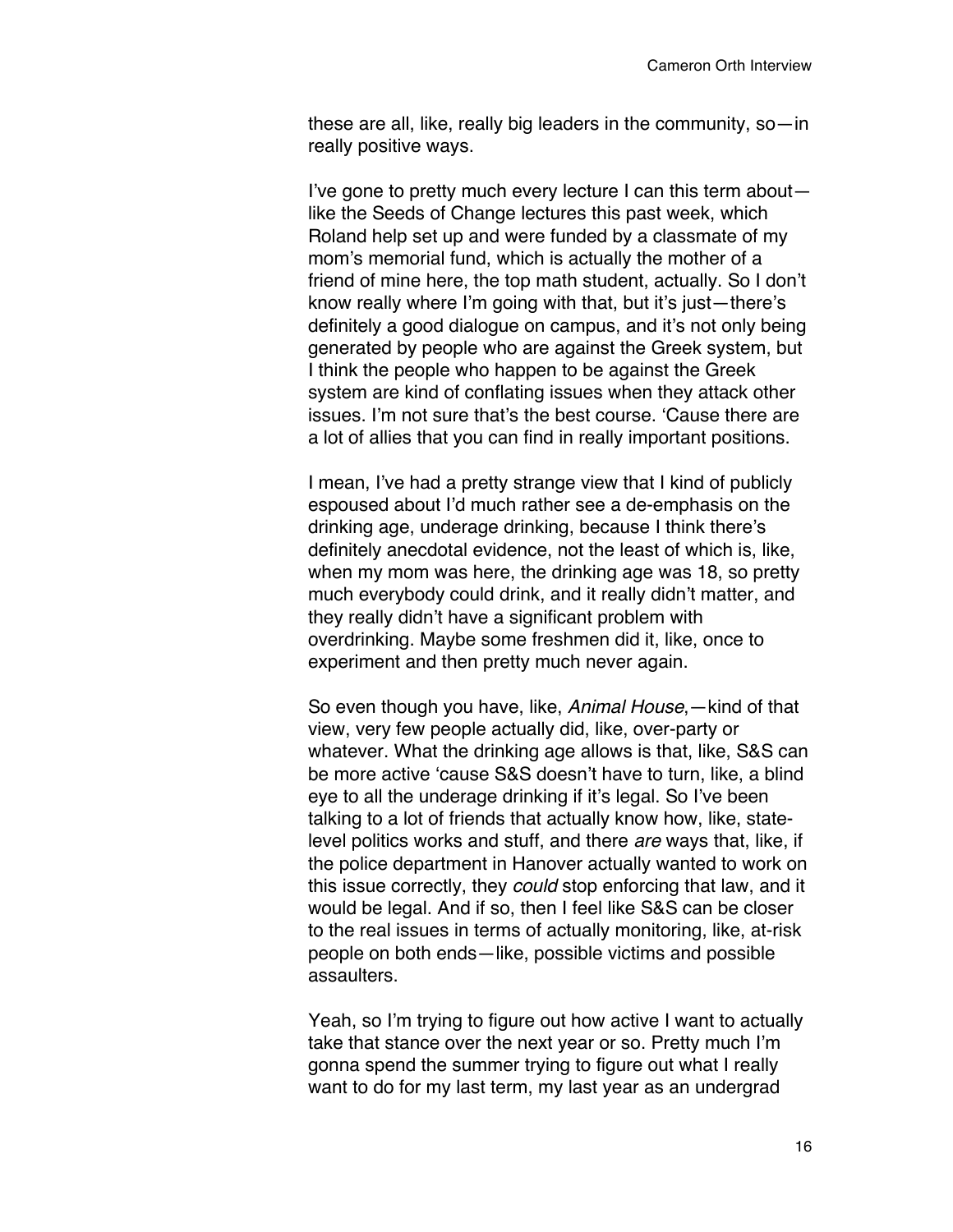these are all, like, really big leaders in the community, so—in really positive ways.

I've gone to pretty much every lecture I can this term about—like the Seeds of Change lectures this past week, which Roland help set up and were funded by a classmate of my mom's memorial fund, which is actually the mother of a friend of mine here, the top math student, actually. So I don't know really where I'm going with that, but it's just—there's definitely a good dialogue on campus, and it's not only being generated by people who are against the Greek system, but I think the people who happen to be against the Greek system are kind of conflating issues when they attack other issues. I'm not sure that's the best course. 'Cause there are a lot of allies that you can find in really important positions.

I mean, I've had a pretty strange view that I kind of publicly espoused about I'd much rather see a de-emphasis on the drinking age, underage drinking, because I think there's definitely anecdotal evidence, not the least of which is, like, when my mom was here, the drinking age was 18, so pretty much everybody could drink, and it really didn't matter, and they really didn't have a significant problem with overdrinking. Maybe some freshmen did it, like, once to experiment and then pretty much never again.

So even though you have, like, *Animal House*,—kind of that view, very few people actually did, like, over-party or whatever. What the drinking age allows is that, like, S&S can be more active 'cause S&S doesn't have to turn, like, a blind eye to all the underage drinking if it's legal. So I've been talking to a lot of friends that actually know how, like, state-level politics works and stuff, and there *are* ways that, like, if the police department in Hanover actually wanted to work on this issue correctly, they *could* stop enforcing that law, and it would be legal. And if so, then I feel like S&S can be closer to the real issues in terms of actually monitoring, like, at-risk people on both ends—like, possible victims and possible assaulters.

Yeah, so I'm trying to figure out how active I want to actually take that stance over the next year or so. Pretty much I'm gonna spend the summer trying to figure out what I really want to do for my last term, my last year as an undergrad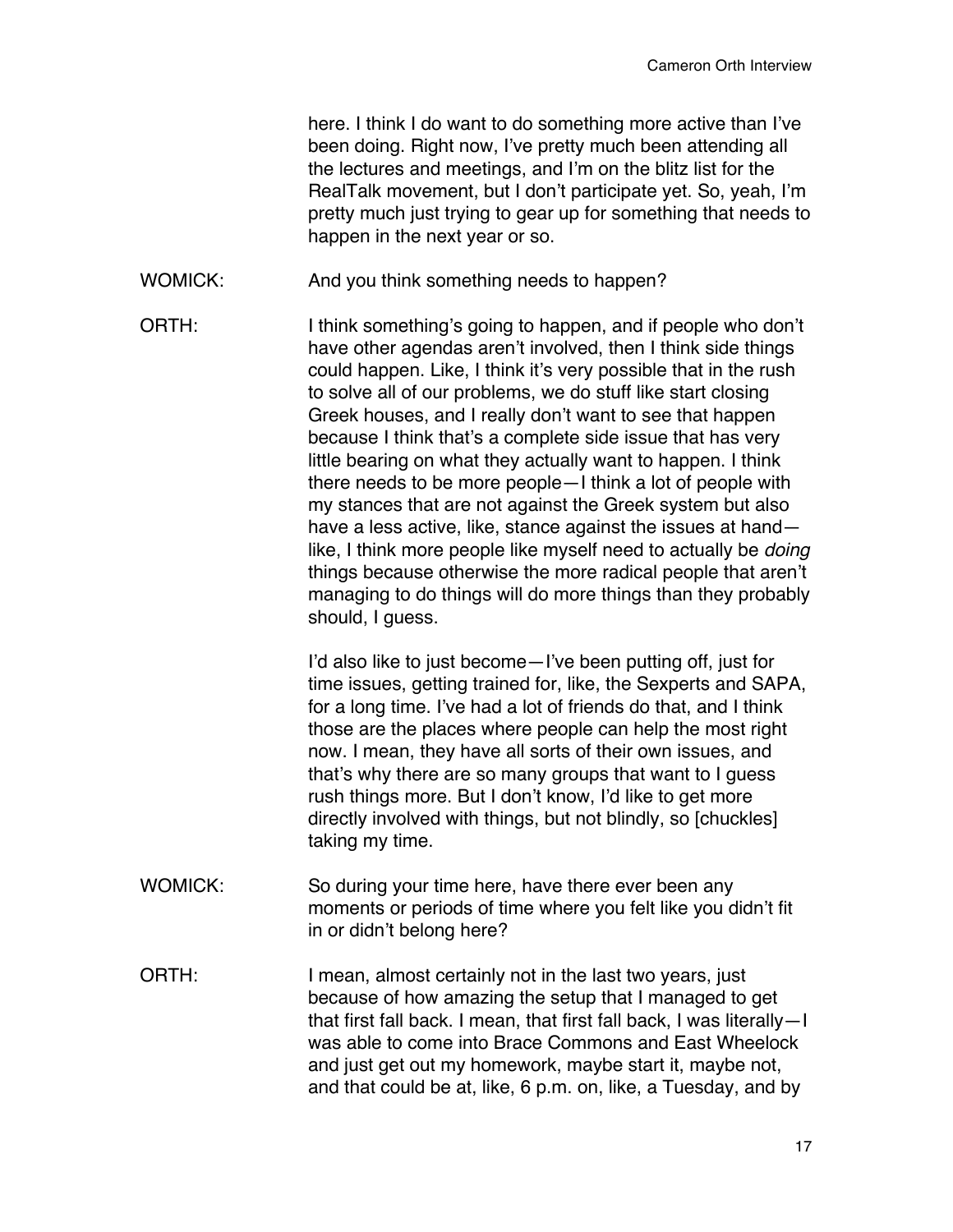here. I think I do want to do something more active than I've been doing. Right now, I've pretty much been attending all the lectures and meetings, and I'm on the blitz list for the RealTalk movement, but I don't participate yet. So, yeah, I'm pretty much just trying to gear up for something that needs to happen in the next year or so.

WOMICK: And you think something needs to happen?

ORTH: I think something's going to happen, and if people who don't have other agendas aren't involved, then I think side things could happen. Like, I think it's very possible that in the rush to solve all of our problems, we do stuff like start closing Greek houses, and I really don't want to see that happen because I think that's a complete side issue that has very little bearing on what they actually want to happen. I think there needs to be more people—I think a lot of people with my stances that are not against the Greek system but also have a less active, like, stance against the issues at hand—like, I think more people like myself need to actually be *doing* things because otherwise the more radical people that aren't managing to do things will do more things than they probably should, I guess.

I'd also like to just become—I've been putting off, just for time issues, getting trained for, like, the Sexperts and SAPA, for a long time. I've had a lot of friends do that, and I think those are the places where people can help the most right now. I mean, they have all sorts of their own issues, and that's why there are so many groups that want to I guess rush things more. But I don't know, I'd like to get more directly involved with things, but not blindly, so [chuckles] taking my time.

WOMICK: So during your time here, have there ever been any moments or periods of time where you felt like you didn't fit in or didn't belong here?

ORTH: I mean, almost certainly not in the last two years, just because of how amazing the setup that I managed to get that first fall back. I mean, that first fall back, I was literally—I was able to come into Brace Commons and East Wheelock and just get out my homework, maybe start it, maybe not, and that could be at, like, 6 p.m. on, like, a Tuesday, and by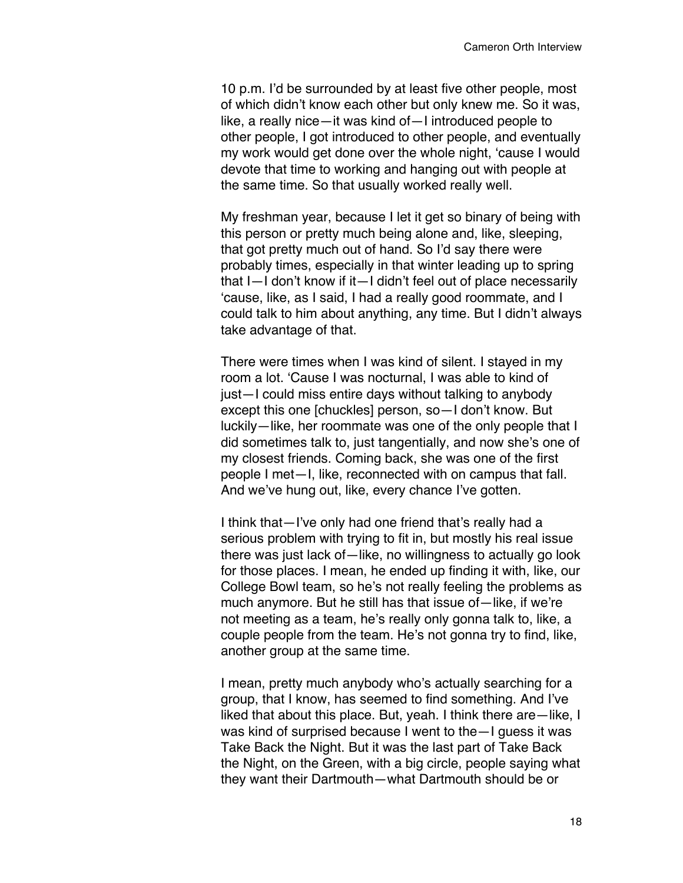10 p.m. I'd be surrounded by at least five other people, most of which didn't know each other but only knew me. So it was, like, a really nice—it was kind of—I introduced people to other people, I got introduced to other people, and eventually my work would get done over the whole night, 'cause I would devote that time to working and hanging out with people at the same time. So that usually worked really well.

My freshman year, because I let it get so binary of being with this person or pretty much being alone and, like, sleeping, that got pretty much out of hand. So I'd say there were probably times, especially in that winter leading up to spring that I—I don't know if it—I didn't feel out of place necessarily 'cause, like, as I said, I had a really good roommate, and I could talk to him about anything, any time. But I didn't always take advantage of that.

There were times when I was kind of silent. I stayed in my room a lot. 'Cause I was nocturnal, I was able to kind of just—I could miss entire days without talking to anybody except this one [chuckles] person, so—I don't know. But luckily—like, her roommate was one of the only people that I did sometimes talk to, just tangentially, and now she's one of my closest friends. Coming back, she was one of the first people I met—I, like, reconnected with on campus that fall. And we've hung out, like, every chance I've gotten.

I think that—I've only had one friend that's really had a serious problem with trying to fit in, but mostly his real issue there was just lack of—like, no willingness to actually go look for those places. I mean, he ended up finding it with, like, our College Bowl team, so he's not really feeling the problems as much anymore. But he still has that issue of—like, if we're not meeting as a team, he's really only gonna talk to, like, a couple people from the team. He's not gonna try to find, like, another group at the same time.

I mean, pretty much anybody who's actually searching for a group, that I know, has seemed to find something. And I've liked that about this place. But, yeah. I think there are—like, I was kind of surprised because I went to the—I guess it was Take Back the Night. But it was the last part of Take Back the Night, on the Green, with a big circle, people saying what they want their Dartmouth—what Dartmouth should be or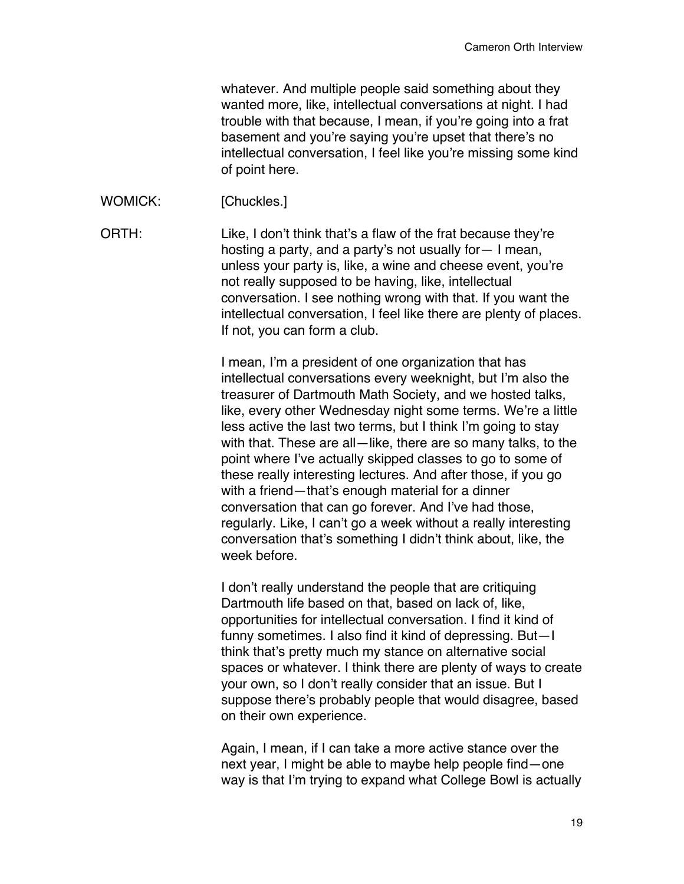whatever. And multiple people said something about they wanted more, like, intellectual conversations at night. I had trouble with that because, I mean, if you're going into a frat basement and you're saying you're upset that there's no intellectual conversation, I feel like you're missing some kind of point here.

WOMICK: [Chuckles.]

ORTH: Like, I don't think that's a flaw of the frat because they're hosting a party, and a party's not usually for— I mean, unless your party is, like, a wine and cheese event, you're not really supposed to be having, like, intellectual conversation. I see nothing wrong with that. If you want the intellectual conversation, I feel like there are plenty of places. If not, you can form a club.

I mean, I'm a president of one organization that has intellectual conversations every weeknight, but I'm also the treasurer of Dartmouth Math Society, and we hosted talks, like, every other Wednesday night some terms. We're a little less active the last two terms, but I think I'm going to stay with that. These are all—like, there are so many talks, to the point where I've actually skipped classes to go to some of these really interesting lectures. And after those, if you go with a friend—that's enough material for a dinner conversation that can go forever. And I've had those, regularly. Like, I can't go a week without a really interesting conversation that's something I didn't think about, like, the week before.

I don't really understand the people that are critiquing Dartmouth life based on that, based on lack of, like, opportunities for intellectual conversation. I find it kind of funny sometimes. I also find it kind of depressing. But—I think that's pretty much my stance on alternative social spaces or whatever. I think there are plenty of ways to create your own, so I don't really consider that an issue. But I suppose there's probably people that would disagree, based on their own experience.

Again, I mean, if I can take a more active stance over the next year, I might be able to maybe help people find—one way is that I'm trying to expand what College Bowl is actually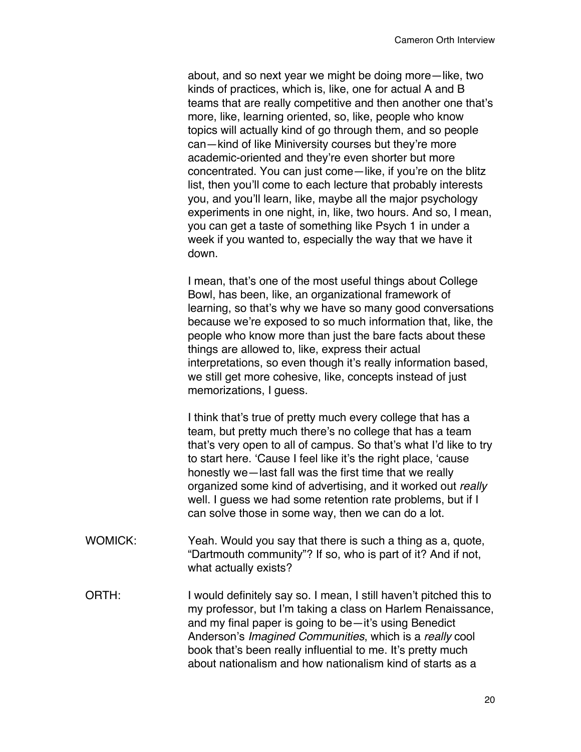about, and so next year we might be doing more—like, two kinds of practices, which is, like, one for actual A and B teams that are really competitive and then another one that's more, like, learning oriented, so, like, people who know topics will actually kind of go through them, and so people can—kind of like Miniversity courses but they're more academic-oriented and they're even shorter but more concentrated. You can just come—like, if you're on the blitz list, then you'll come to each lecture that probably interests you, and you'll learn, like, maybe all the major psychology experiments in one night, in, like, two hours. And so, I mean, you can get a taste of something like Psych 1 in under a week if you wanted to, especially the way that we have it down.

I mean, that's one of the most useful things about College Bowl, has been, like, an organizational framework of learning, so that's why we have so many good conversations because we're exposed to so much information that, like, the people who know more than just the bare facts about these things are allowed to, like, express their actual interpretations, so even though it's really information based, we still get more cohesive, like, concepts instead of just memorizations, I guess.

I think that's true of pretty much every college that has a team, but pretty much there's no college that has a team that's very open to all of campus. So that's what I'd like to try to start here. 'Cause I feel like it's the right place, 'cause honestly we—last fall was the first time that we really organized some kind of advertising, and it worked out *really* well. I guess we had some retention rate problems, but if I can solve those in some way, then we can do a lot.

WOMICK: Yeah. Would you say that there is such a thing as a, quote, "Dartmouth community"? If so, who is part of it? And if not, what actually exists?

ORTH: I would definitely say so. I mean, I still haven't pitched this to my professor, but I'm taking a class on Harlem Renaissance, and my final paper is going to be—it's using Benedict Anderson's *Imagined Communities*, which is a *really* cool book that's been really influential to me. It's pretty much about nationalism and how nationalism kind of starts as a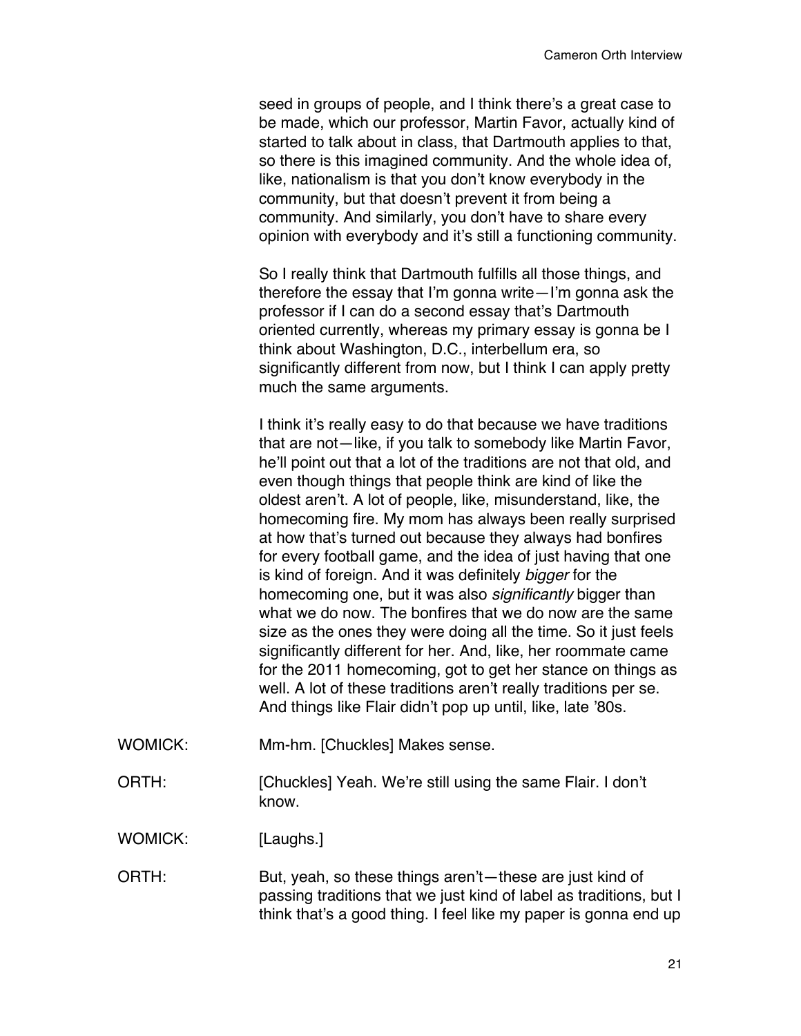seed in groups of people, and I think there's a great case to be made, which our professor, Martin Favor, actually kind of started to talk about in class, that Dartmouth applies to that, so there is this imagined community. And the whole idea of, like, nationalism is that you don't know everybody in the community, but that doesn't prevent it from being a community. And similarly, you don't have to share every opinion with everybody and it's still a functioning community.

So I really think that Dartmouth fulfills all those things, and therefore the essay that I'm gonna write—I'm gonna ask the professor if I can do a second essay that's Dartmouth oriented currently, whereas my primary essay is gonna be I think about Washington, D.C., interbellum era, so significantly different from now, but I think I can apply pretty much the same arguments.

I think it's really easy to do that because we have traditions that are not—like, if you talk to somebody like Martin Favor, he'll point out that a lot of the traditions are not that old, and even though things that people think are kind of like the oldest aren't. A lot of people, like, misunderstand, like, the homecoming fire. My mom has always been really surprised at how that's turned out because they always had bonfires for every football game, and the idea of just having that one is kind of foreign. And it was definitely *bigger* for the homecoming one, but it was also *significantly* bigger than what we do now. The bonfires that we do now are the same size as the ones they were doing all the time. So it just feels significantly different for her. And, like, her roommate came for the 2011 homecoming, got to get her stance on things as well. A lot of these traditions aren't really traditions per se. And things like Flair didn't pop up until, like, late '80s.

WOMICK: Mm-hm. [Chuckles] Makes sense.

ORTH: [Chuckles] Yeah. We're still using the same Flair. I don't know.

WOMICK: [Laughs.]

ORTH: But, yeah, so these things aren't—these are just kind of passing traditions that we just kind of label as traditions, but I think that's a good thing. I feel like my paper is gonna end up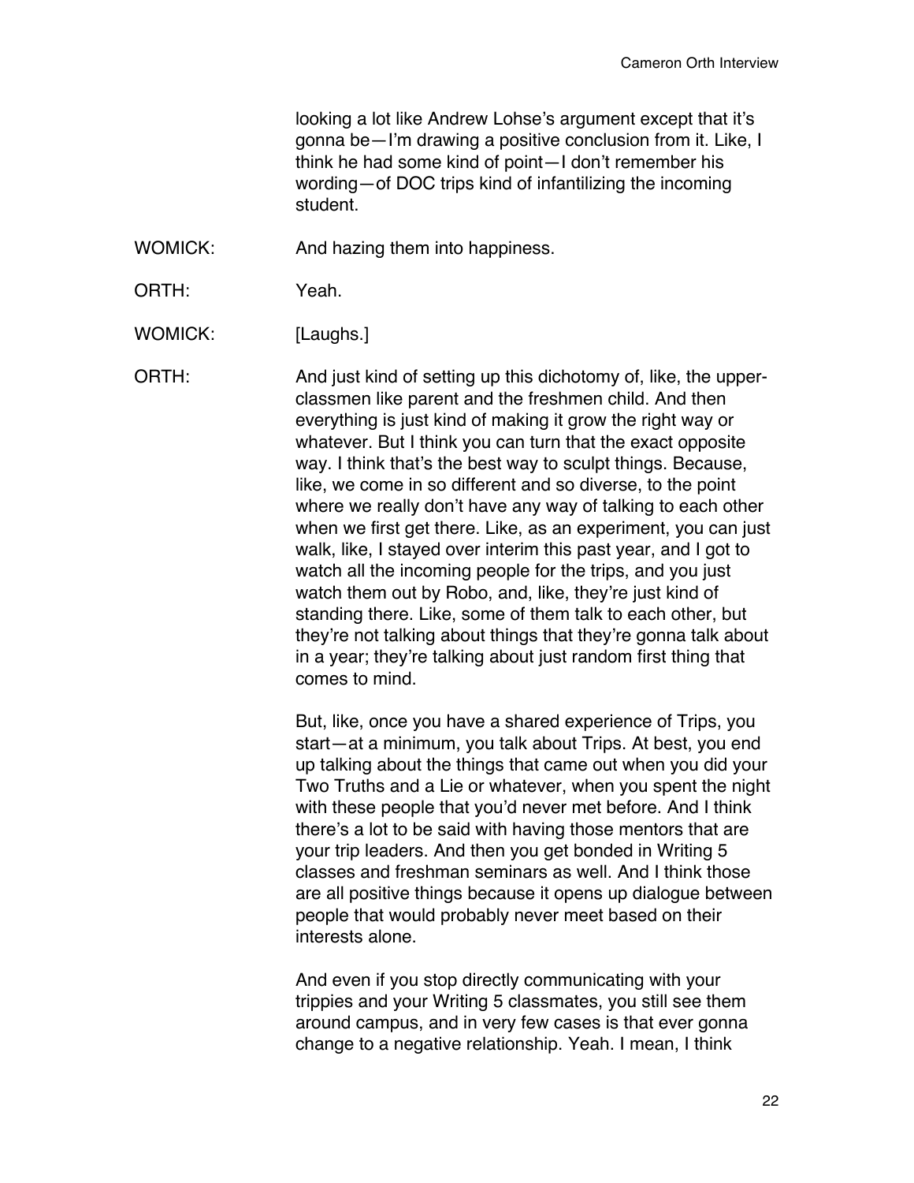looking a lot like Andrew Lohse's argument except that it's gonna be—I'm drawing a positive conclusion from it. Like, I think he had some kind of point—I don't remember his wording—of DOC trips kind of infantilizing the incoming student.

WOMICK: And hazing them into happiness.

ORTH: Yeah.

WOMICK: [Laughs.]

ORTH: And just kind of setting up this dichotomy of, like, the upper-classmen like parent and the freshmen child. And then everything is just kind of making it grow the right way or whatever. But I think you can turn that the exact opposite way. I think that's the best way to sculpt things. Because, like, we come in so different and so diverse, to the point where we really don't have any way of talking to each other when we first get there. Like, as an experiment, you can just walk, like, I stayed over interim this past year, and I got to watch all the incoming people for the trips, and you just watch them out by Robo, and, like, they're just kind of standing there. Like, some of them talk to each other, but they're not talking about things that they're gonna talk about in a year; they're talking about just random first thing that comes to mind.

But, like, once you have a shared experience of Trips, you start—at a minimum, you talk about Trips. At best, you end up talking about the things that came out when you did your Two Truths and a Lie or whatever, when you spent the night with these people that you'd never met before. And I think there's a lot to be said with having those mentors that are your trip leaders. And then you get bonded in Writing 5 classes and freshman seminars as well. And I think those are all positive things because it opens up dialogue between people that would probably never meet based on their interests alone.

And even if you stop directly communicating with your trippies and your Writing 5 classmates, you still see them around campus, and in very few cases is that ever gonna change to a negative relationship. Yeah. I mean, I think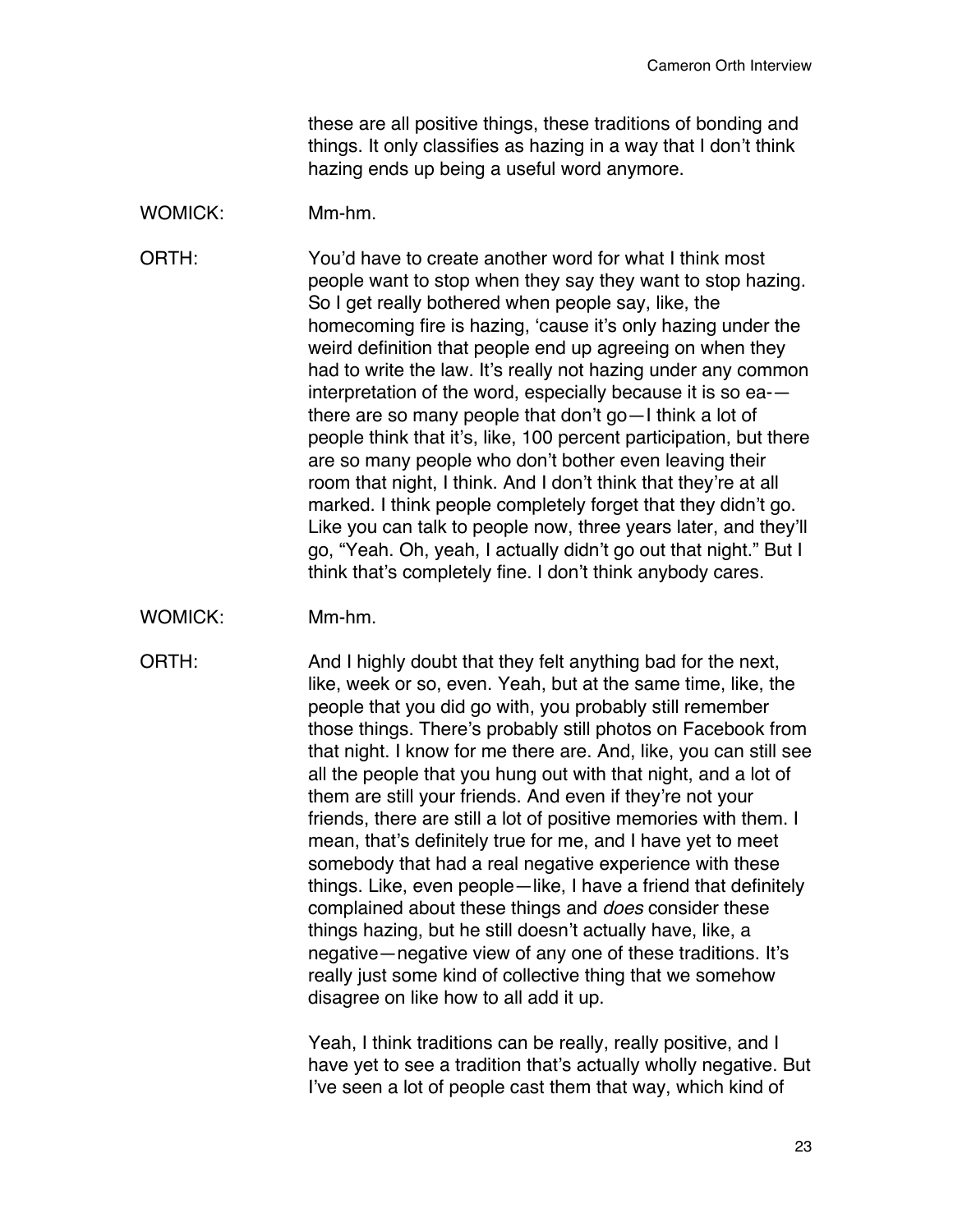these are all positive things, these traditions of bonding and things. It only classifies as hazing in a way that I don't think hazing ends up being a useful word anymore.

WOMICK: Mm-hm.

ORTH: You'd have to create another word for what I think most people want to stop when they say they want to stop hazing. So I get really bothered when people say, like, the homecoming fire is hazing, 'cause it's only hazing under the weird definition that people end up agreeing on when they had to write the law. It's really not hazing under any common interpretation of the word, especially because it is so ea-—there are so many people that don't go—I think a lot of people think that it's, like, 100 percent participation, but there are so many people who don't bother even leaving their room that night, I think. And I don't think that they're at all marked. I think people completely forget that they didn't go. Like you can talk to people now, three years later, and they'll go, "Yeah. Oh, yeah, I actually didn't go out that night." But I think that's completely fine. I don't think anybody cares.

WOMICK: Mm-hm.

ORTH: And I highly doubt that they felt anything bad for the next, like, week or so, even. Yeah, but at the same time, like, the people that you did go with, you probably still remember those things. There's probably still photos on Facebook from that night. I know for me there are. And, like, you can still see all the people that you hung out with that night, and a lot of them are still your friends. And even if they're not your friends, there are still a lot of positive memories with them. I mean, that's definitely true for me, and I have yet to meet somebody that had a real negative experience with these things. Like, even people—like, I have a friend that definitely complained about these things and *does* consider these things hazing, but he still doesn't actually have, like, a negative—negative view of any one of these traditions. It's really just some kind of collective thing that we somehow disagree on like how to all add it up.

Yeah, I think traditions can be really, really positive, and I have yet to see a tradition that's actually wholly negative. But I've seen a lot of people cast them that way, which kind of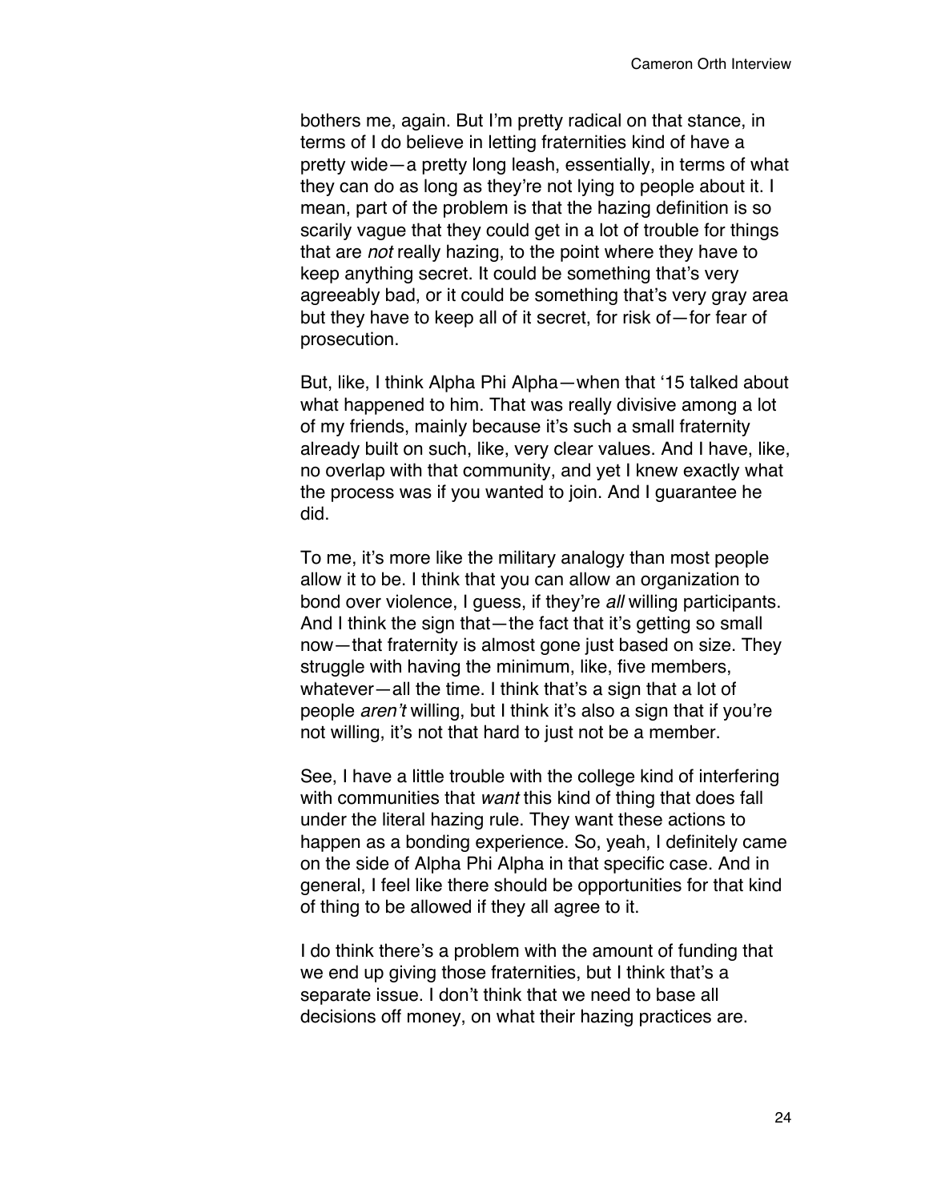bothers me, again. But I'm pretty radical on that stance, in terms of I do believe in letting fraternities kind of have a pretty wide—a pretty long leash, essentially, in terms of what they can do as long as they're not lying to people about it. I mean, part of the problem is that the hazing definition is so scarily vague that they could get in a lot of trouble for things that are *not* really hazing, to the point where they have to keep anything secret. It could be something that's very agreeably bad, or it could be something that's very gray area but they have to keep all of it secret, for risk of—for fear of prosecution.

But, like, I think Alpha Phi Alpha—when that '15 talked about what happened to him. That was really divisive among a lot of my friends, mainly because it's such a small fraternity already built on such, like, very clear values. And I have, like, no overlap with that community, and yet I knew exactly what the process was if you wanted to join. And I guarantee he did.

To me, it's more like the military analogy than most people allow it to be. I think that you can allow an organization to bond over violence, I guess, if they're *all* willing participants. And I think the sign that—the fact that it's getting so small now—that fraternity is almost gone just based on size. They struggle with having the minimum, like, five members, whatever—all the time. I think that's a sign that a lot of people *aren't* willing, but I think it's also a sign that if you're not willing, it's not that hard to just not be a member.

See, I have a little trouble with the college kind of interfering with communities that *want* this kind of thing that does fall under the literal hazing rule. They want these actions to happen as a bonding experience. So, yeah, I definitely came on the side of Alpha Phi Alpha in that specific case. And in general, I feel like there should be opportunities for that kind of thing to be allowed if they all agree to it.

I do think there's a problem with the amount of funding that we end up giving those fraternities, but I think that's a separate issue. I don't think that we need to base all decisions off money, on what their hazing practices are.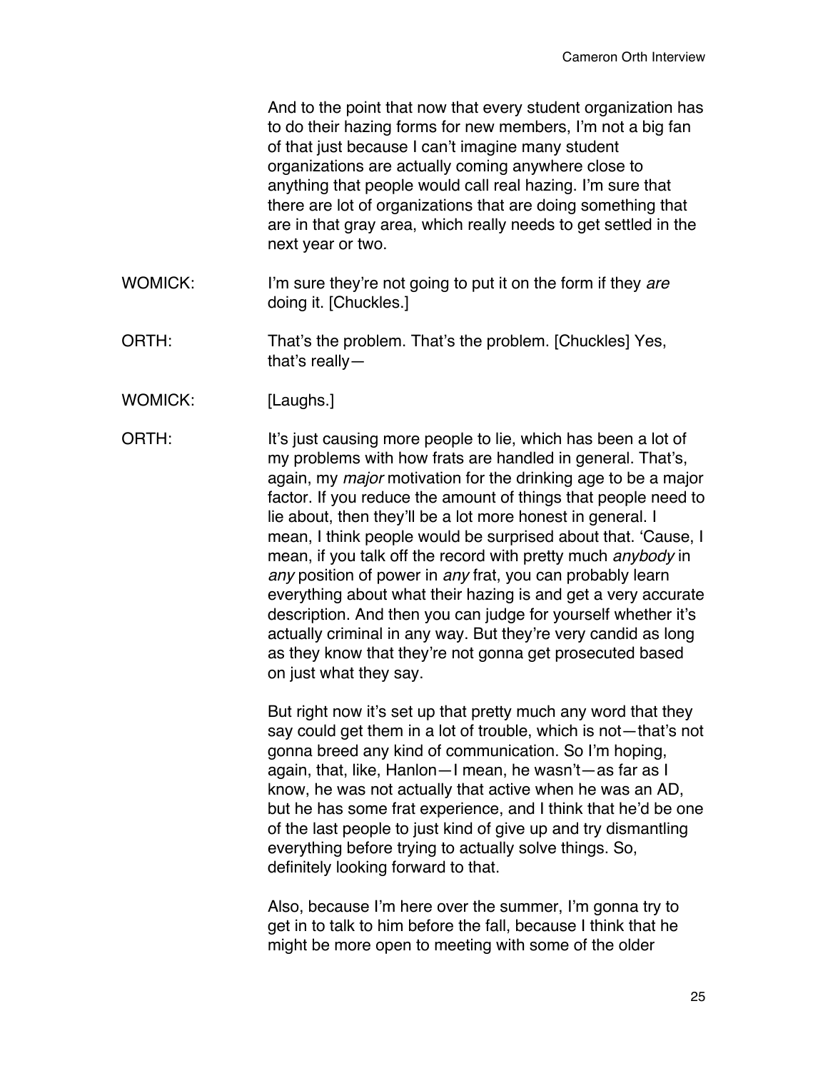And to the point that now that every student organization has to do their hazing forms for new members, I'm not a big fan of that just because I can't imagine many student organizations are actually coming anywhere close to anything that people would call real hazing. I'm sure that there are lot of organizations that are doing something that are in that gray area, which really needs to get settled in the next year or two.

WOMICK: I'm sure they're not going to put it on the form if they *are* doing it. [Chuckles.]

ORTH: That's the problem. That's the problem. [Chuckles] Yes, that's really—

WOMICK: [Laughs.]

ORTH: It's just causing more people to lie, which has been a lot of my problems with how frats are handled in general. That's, again, my *major* motivation for the drinking age to be a major factor. If you reduce the amount of things that people need to lie about, then they'll be a lot more honest in general. I mean, I think people would be surprised about that. 'Cause, I mean, if you talk off the record with pretty much *anybody* in *any* position of power in *any* frat, you can probably learn everything about what their hazing is and get a very accurate description. And then you can judge for yourself whether it's actually criminal in any way. But they're very candid as long as they know that they're not gonna get prosecuted based on just what they say.

But right now it's set up that pretty much any word that they say could get them in a lot of trouble, which is not—that's not gonna breed any kind of communication. So I'm hoping, again, that, like, Hanlon—I mean, he wasn't—as far as I know, he was not actually that active when he was an AD, but he has some frat experience, and I think that he'd be one of the last people to just kind of give up and try dismantling everything before trying to actually solve things. So, definitely looking forward to that.

Also, because I'm here over the summer, I'm gonna try to get in to talk to him before the fall, because I think that he might be more open to meeting with some of the older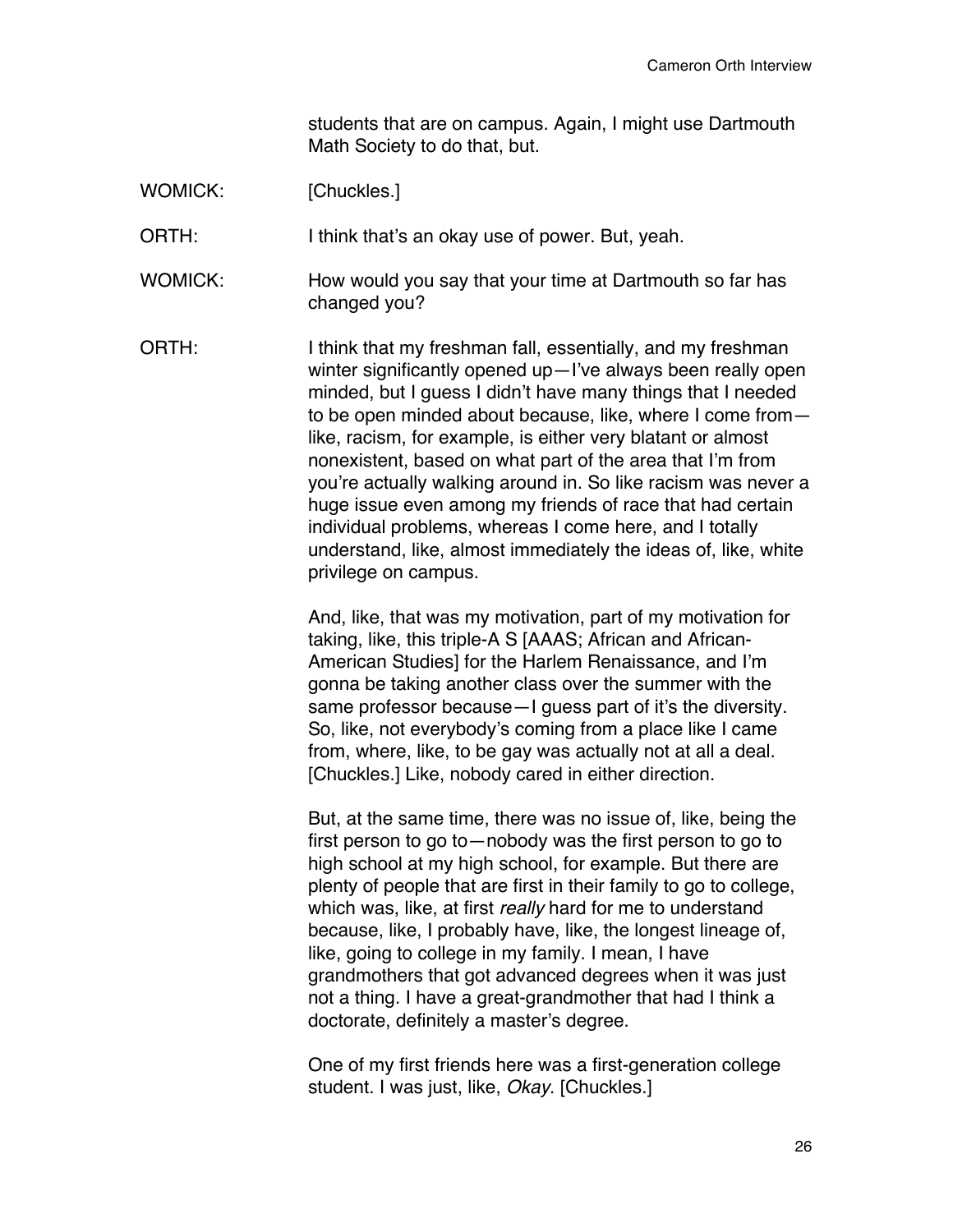students that are on campus. Again, I might use Dartmouth Math Society to do that, but.

WOMICK: [Chuckles.]

ORTH: I think that's an okay use of power. But, yeah.

WOMICK: How would you say that your time at Dartmouth so far has changed you?

ORTH: I think that my freshman fall, essentially, and my freshman winter significantly opened up—I've always been really open minded, but I guess I didn't have many things that I needed to be open minded about because, like, where I come from—like, racism, for example, is either very blatant or almost nonexistent, based on what part of the area that I'm from you're actually walking around in. So like racism was never a huge issue even among my friends of race that had certain individual problems, whereas I come here, and I totally understand, like, almost immediately the ideas of, like, white privilege on campus.

And, like, that was my motivation, part of my motivation for taking, like, this triple-A S [AAAS; African and African-American Studies] for the Harlem Renaissance, and I'm gonna be taking another class over the summer with the same professor because—I guess part of it's the diversity. So, like, not everybody's coming from a place like I came from, where, like, to be gay was actually not at all a deal. [Chuckles.] Like, nobody cared in either direction.

But, at the same time, there was no issue of, like, being the first person to go to—nobody was the first person to go to high school at my high school, for example. But there are plenty of people that are first in their family to go to college, which was, like, at first *really* hard for me to understand because, like, I probably have, like, the longest lineage of, like, going to college in my family. I mean, I have grandmothers that got advanced degrees when it was just not a thing. I have a great-grandmother that had I think a doctorate, definitely a master's degree.

One of my first friends here was a first-generation college student. I was just, like, *Okay*. [Chuckles.]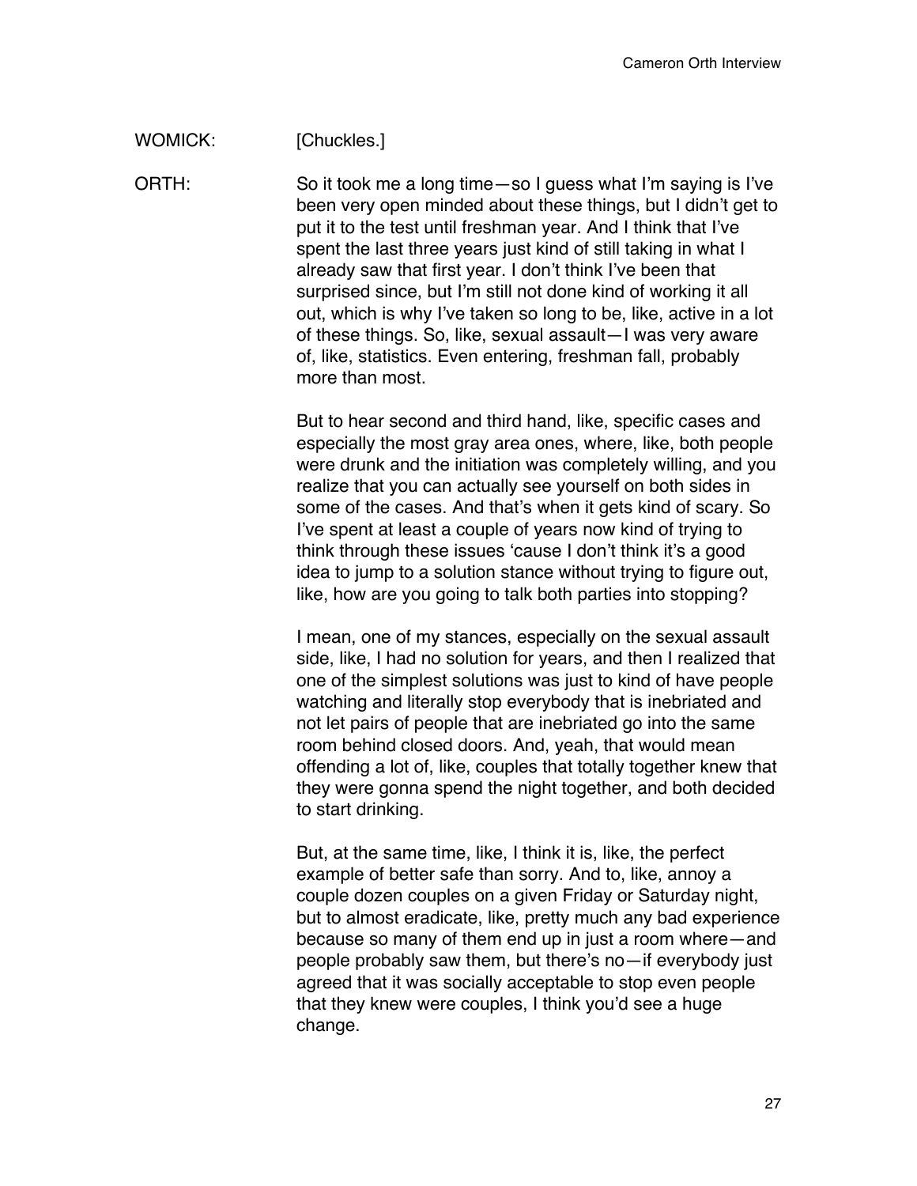WOMICK: [Chuckles.]

ORTH: So it took me a long time—so I guess what I'm saying is I've been very open minded about these things, but I didn't get to put it to the test until freshman year. And I think that I've spent the last three years just kind of still taking in what I already saw that first year. I don't think I've been that surprised since, but I'm still not done kind of working it all out, which is why I've taken so long to be, like, active in a lot of these things. So, like, sexual assault—I was very aware of, like, statistics. Even entering, freshman fall, probably more than most.

But to hear second and third hand, like, specific cases and especially the most gray area ones, where, like, both people were drunk and the initiation was completely willing, and you realize that you can actually see yourself on both sides in some of the cases. And that's when it gets kind of scary. So I've spent at least a couple of years now kind of trying to think through these issues 'cause I don't think it's a good idea to jump to a solution stance without trying to figure out, like, how are you going to talk both parties into stopping?

I mean, one of my stances, especially on the sexual assault side, like, I had no solution for years, and then I realized that one of the simplest solutions was just to kind of have people watching and literally stop everybody that is inebriated and not let pairs of people that are inebriated go into the same room behind closed doors. And, yeah, that would mean offending a lot of, like, couples that totally together knew that they were gonna spend the night together, and both decided to start drinking.

But, at the same time, like, I think it is, like, the perfect example of better safe than sorry. And to, like, annoy a couple dozen couples on a given Friday or Saturday night, but to almost eradicate, like, pretty much any bad experience because so many of them end up in just a room where—and people probably saw them, but there's no—if everybody just agreed that it was socially acceptable to stop even people that they knew were couples, I think you'd see a huge change.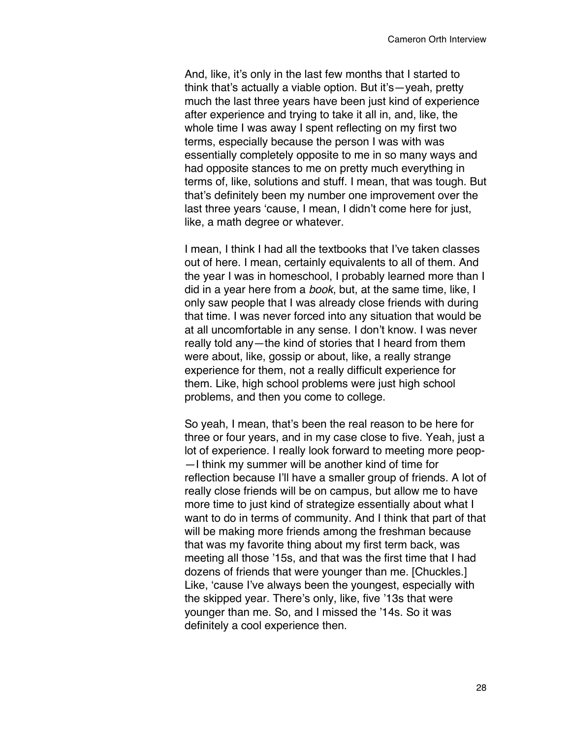And, like, it's only in the last few months that I started to think that's actually a viable option. But it's—yeah, pretty much the last three years have been just kind of experience after experience and trying to take it all in, and, like, the whole time I was away I spent reflecting on my first two terms, especially because the person I was with was essentially completely opposite to me in so many ways and had opposite stances to me on pretty much everything in terms of, like, solutions and stuff. I mean, that was tough. But that's definitely been my number one improvement over the last three years 'cause, I mean, I didn't come here for just, like, a math degree or whatever.

I mean, I think I had all the textbooks that I've taken classes out of here. I mean, certainly equivalents to all of them. And the year I was in homeschool, I probably learned more than I did in a year here from a *book*, but, at the same time, like, I only saw people that I was already close friends with during that time. I was never forced into any situation that would be at all uncomfortable in any sense. I don't know. I was never really told any—the kind of stories that I heard from them were about, like, gossip or about, like, a really strange experience for them, not a really difficult experience for them. Like, high school problems were just high school problems, and then you come to college.

So yeah, I mean, that's been the real reason to be here for three or four years, and in my case close to five. Yeah, just a lot of experience. I really look forward to meeting more peop- —I think my summer will be another kind of time for reflection because I'll have a smaller group of friends. A lot of really close friends will be on campus, but allow me to have more time to just kind of strategize essentially about what I want to do in terms of community. And I think that part of that will be making more friends among the freshman because that was my favorite thing about my first term back, was meeting all those '15s, and that was the first time that I had dozens of friends that were younger than me. [Chuckles.] Like, 'cause I've always been the youngest, especially with the skipped year. There's only, like, five '13s that were younger than me. So, and I missed the '14s. So it was definitely a cool experience then.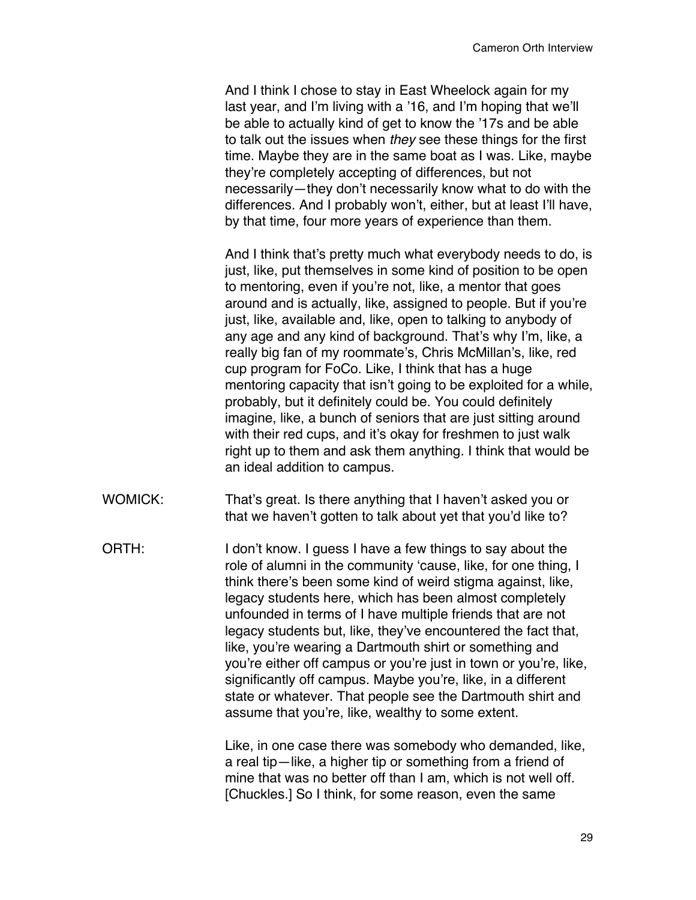And I think I chose to stay in East Wheelock again for my last year, and I'm living with a '16, and I'm hoping that we'll be able to actually kind of get to know the '17s and be able to talk out the issues when *they* see these things for the first time. Maybe they are in the same boat as I was. Like, maybe they're completely accepting of differences, but not necessarily—they don't necessarily know what to do with the differences. And I probably won't, either, but at least I'll have, by that time, four more years of experience than them.

And I think that's pretty much what everybody needs to do, is just, like, put themselves in some kind of position to be open to mentoring, even if you're not, like, a mentor that goes around and is actually, like, assigned to people. But if you're just, like, available and, like, open to talking to anybody of any age and any kind of background. That's why I'm, like, a really big fan of my roommate's, Chris McMillan's, like, red cup program for FoCo. Like, I think that has a huge mentoring capacity that isn't going to be exploited for a while, probably, but it definitely could be. You could definitely imagine, like, a bunch of seniors that are just sitting around with their red cups, and it's okay for freshmen to just walk right up to them and ask them anything. I think that would be an ideal addition to campus.

WOMICK: That's great. Is there anything that I haven't asked you or that we haven't gotten to talk about yet that you'd like to?

ORTH: I don't know. I guess I have a few things to say about the role of alumni in the community 'cause, like, for one thing, I think there's been some kind of weird stigma against, like, legacy students here, which has been almost completely unfounded in terms of I have multiple friends that are not legacy students but, like, they've encountered the fact that, like, you're wearing a Dartmouth shirt or something and you're either off campus or you're just in town or you're, like, significantly off campus. Maybe you're, like, in a different state or whatever. That people see the Dartmouth shirt and assume that you're, like, wealthy to some extent.

Like, in one case there was somebody who demanded, like, a real tip—like, a higher tip or something from a friend of mine that was no better off than I am, which is not well off. [Chuckles.] So I think, for some reason, even the same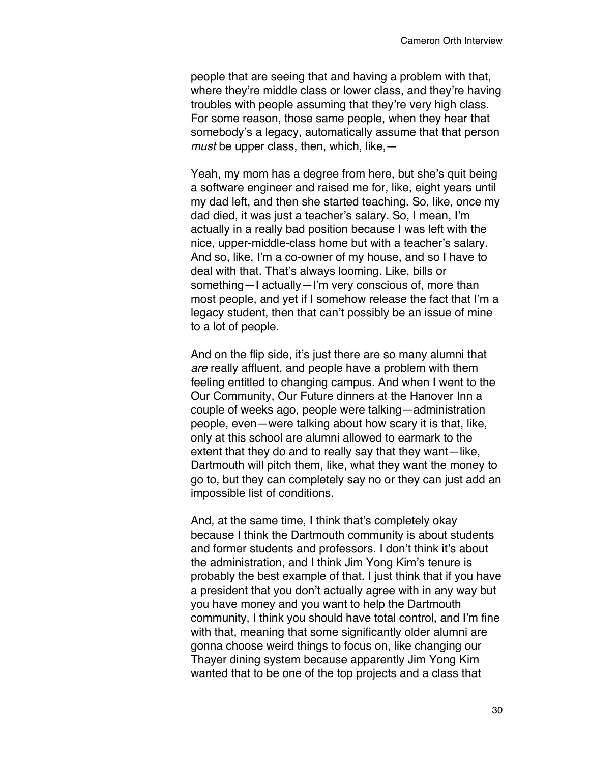people that are seeing that and having a problem with that, where they're middle class or lower class, and they're having troubles with people assuming that they're very high class. For some reason, those same people, when they hear that somebody's a legacy, automatically assume that that person *must* be upper class, then, which, like,—

Yeah, my mom has a degree from here, but she's quit being a software engineer and raised me for, like, eight years until my dad left, and then she started teaching. So, like, once my dad died, it was just a teacher's salary. So, I mean, I'm actually in a really bad position because I was left with the nice, upper-middle-class home but with a teacher's salary. And so, like, I'm a co-owner of my house, and so I have to deal with that. That's always looming. Like, bills or something—I actually—I'm very conscious of, more than most people, and yet if I somehow release the fact that I'm a legacy student, then that can't possibly be an issue of mine to a lot of people.

And on the flip side, it's just there are so many alumni that *are* really affluent, and people have a problem with them feeling entitled to changing campus. And when I went to the Our Community, Our Future dinners at the Hanover Inn a couple of weeks ago, people were talking—administration people, even—were talking about how scary it is that, like, only at this school are alumni allowed to earmark to the extent that they do and to really say that they want—like, Dartmouth will pitch them, like, what they want the money to go to, but they can completely say no or they can just add an impossible list of conditions.

And, at the same time, I think that's completely okay because I think the Dartmouth community is about students and former students and professors. I don't think it's about the administration, and I think Jim Yong Kim's tenure is probably the best example of that. I just think that if you have a president that you don't actually agree with in any way but you have money and you want to help the Dartmouth community, I think you should have total control, and I'm fine with that, meaning that some significantly older alumni are gonna choose weird things to focus on, like changing our Thayer dining system because apparently Jim Yong Kim wanted that to be one of the top projects and a class that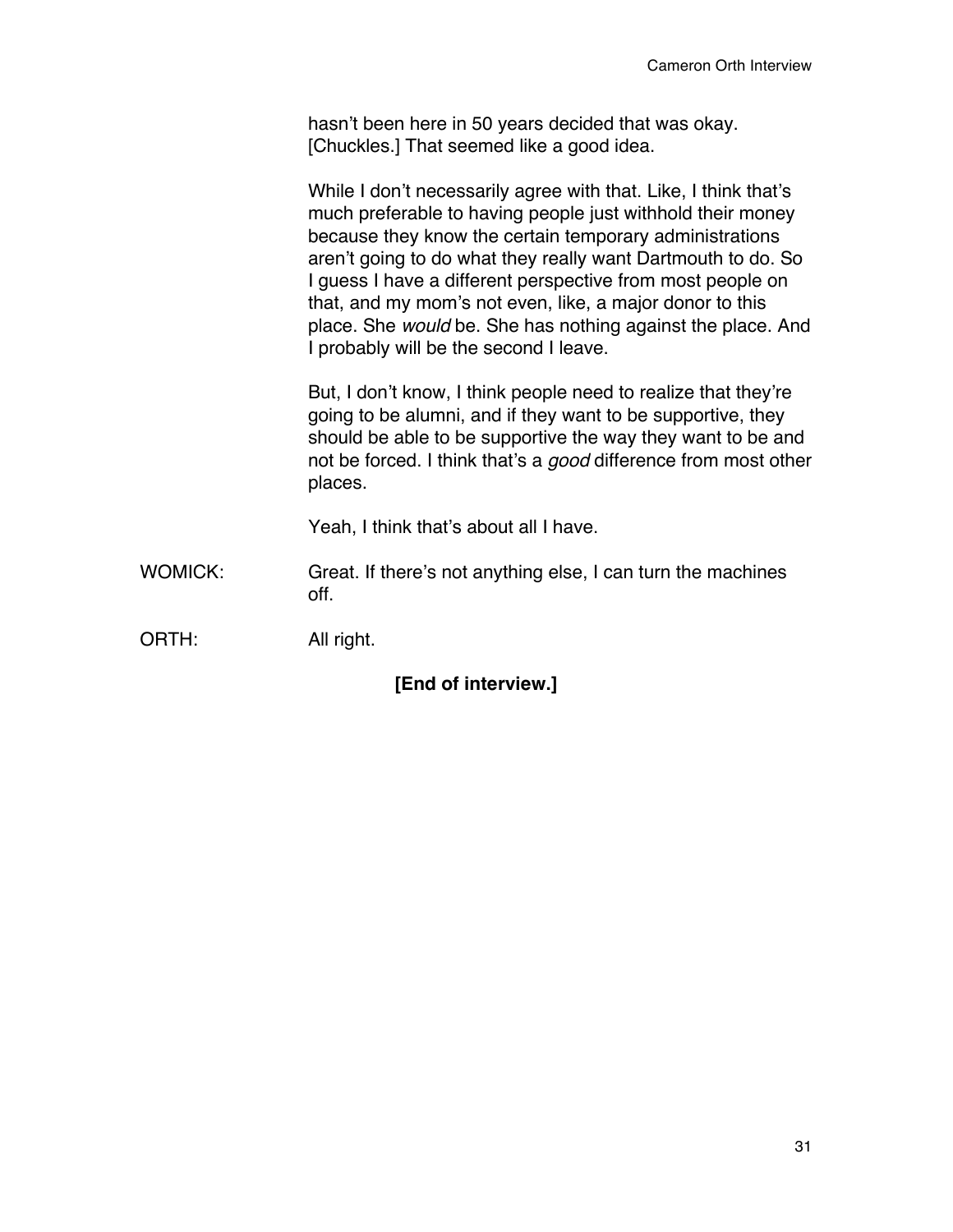hasn't been here in 50 years decided that was okay. [Chuckles.] That seemed like a good idea.

While I don't necessarily agree with that. Like, I think that's much preferable to having people just withhold their money because they know the certain temporary administrations aren't going to do what they really want Dartmouth to do. So I guess I have a different perspective from most people on that, and my mom's not even, like, a major donor to this place. She *would* be. She has nothing against the place. And I probably will be the second I leave.

But, I don't know, I think people need to realize that they're going to be alumni, and if they want to be supportive, they should be able to be supportive the way they want to be and not be forced. I think that's a *good* difference from most other places.

Yeah, I think that's about all I have.

WOMICK: Great. If there's not anything else, I can turn the machines off.

ORTH: All right.

**[End of interview.]**